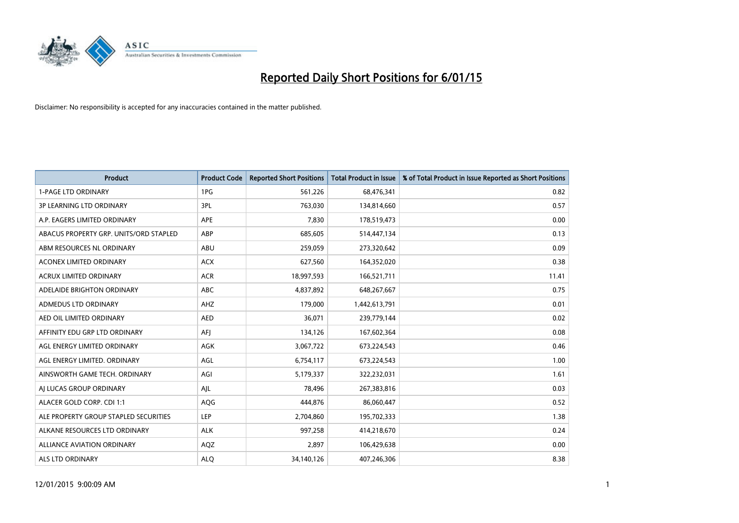# Reported Daily Short Positions for 6/01/15

Disclaimer: No responsibility is accepted for any inaccuracies contained in the matter published.

| Product | Product Code | Reported Short Positions | Total Product in Issue | % of Total Product in Issue Reported as Short Positions |
|---|---|---|---|---|
| 1-PAGE LTD ORDINARY | 1PG | 561,226 | 68,476,341 | 0.82 |
| 3P LEARNING LTD ORDINARY | 3PL | 763,030 | 134,814,660 | 0.57 |
| A.P. EAGERS LIMITED ORDINARY | APE | 7,830 | 178,519,473 | 0.00 |
| ABACUS PROPERTY GRP. UNITS/ORD STAPLED | ABP | 685,605 | 514,447,134 | 0.13 |
| ABM RESOURCES NL ORDINARY | ABU | 259,059 | 273,320,642 | 0.09 |
| ACONEX LIMITED ORDINARY | ACX | 627,560 | 164,352,020 | 0.38 |
| ACRUX LIMITED ORDINARY | ACR | 18,997,593 | 166,521,711 | 11.41 |
| ADELAIDE BRIGHTON ORDINARY | ABC | 4,837,892 | 648,267,667 | 0.75 |
| ADMEDUS LTD ORDINARY | AHZ | 179,000 | 1,442,613,791 | 0.01 |
| AED OIL LIMITED ORDINARY | AED | 36,071 | 239,779,144 | 0.02 |
| AFFINITY EDU GRP LTD ORDINARY | AFJ | 134,126 | 167,602,364 | 0.08 |
| AGL ENERGY LIMITED ORDINARY | AGK | 3,067,722 | 673,224,543 | 0.46 |
| AGL ENERGY LIMITED. ORDINARY | AGL | 6,754,117 | 673,224,543 | 1.00 |
| AINSWORTH GAME TECH. ORDINARY | AGI | 5,179,337 | 322,232,031 | 1.61 |
| AJ LUCAS GROUP ORDINARY | AJL | 78,496 | 267,383,816 | 0.03 |
| ALACER GOLD CORP. CDI 1:1 | AQG | 444,876 | 86,060,447 | 0.52 |
| ALE PROPERTY GROUP STAPLED SECURITIES | LEP | 2,704,860 | 195,702,333 | 1.38 |
| ALKANE RESOURCES LTD ORDINARY | ALK | 997,258 | 414,218,670 | 0.24 |
| ALLIANCE AVIATION ORDINARY | AQZ | 2,897 | 106,429,638 | 0.00 |
| ALS LTD ORDINARY | ALQ | 34,140,126 | 407,246,306 | 8.38 |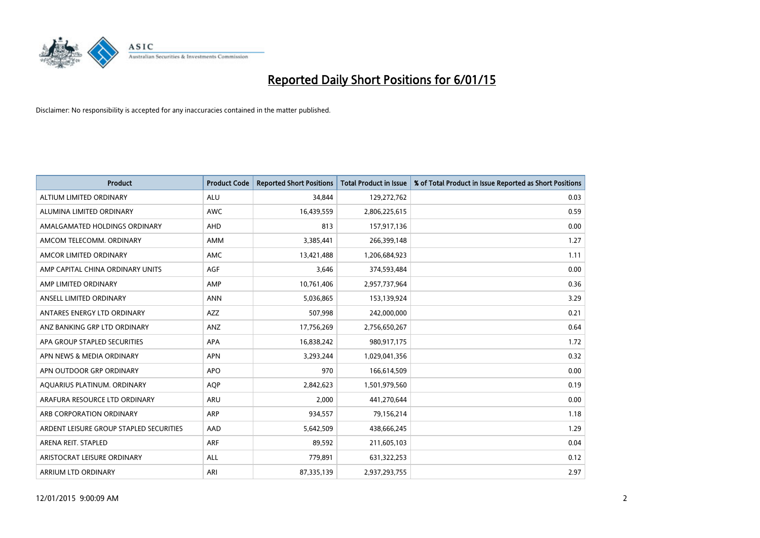# Reported Daily Short Positions for 6/01/15

Disclaimer: No responsibility is accepted for any inaccuracies contained in the matter published.

| Product | Product Code | Reported Short Positions | Total Product in Issue | % of Total Product in Issue Reported as Short Positions |
|---|---|---|---|---|
| ALTIUM LIMITED ORDINARY | ALU | 34,844 | 129,272,762 | 0.03 |
| ALUMINA LIMITED ORDINARY | AWC | 16,439,559 | 2,806,225,615 | 0.59 |
| AMALGAMATED HOLDINGS ORDINARY | AHD | 813 | 157,917,136 | 0.00 |
| AMCOM TELECOMM. ORDINARY | AMM | 3,385,441 | 266,399,148 | 1.27 |
| AMCOR LIMITED ORDINARY | AMC | 13,421,488 | 1,206,684,923 | 1.11 |
| AMP CAPITAL CHINA ORDINARY UNITS | AGF | 3,646 | 374,593,484 | 0.00 |
| AMP LIMITED ORDINARY | AMP | 10,761,406 | 2,957,737,964 | 0.36 |
| ANSELL LIMITED ORDINARY | ANN | 5,036,865 | 153,139,924 | 3.29 |
| ANTARES ENERGY LTD ORDINARY | AZZ | 507,998 | 242,000,000 | 0.21 |
| ANZ BANKING GRP LTD ORDINARY | ANZ | 17,756,269 | 2,756,650,267 | 0.64 |
| APA GROUP STAPLED SECURITIES | APA | 16,838,242 | 980,917,175 | 1.72 |
| APN NEWS & MEDIA ORDINARY | APN | 3,293,244 | 1,029,041,356 | 0.32 |
| APN OUTDOOR GRP ORDINARY | APO | 970 | 166,614,509 | 0.00 |
| AQUARIUS PLATINUM. ORDINARY | AQP | 2,842,623 | 1,501,979,560 | 0.19 |
| ARAFURA RESOURCE LTD ORDINARY | ARU | 2,000 | 441,270,644 | 0.00 |
| ARB CORPORATION ORDINARY | ARP | 934,557 | 79,156,214 | 1.18 |
| ARDENT LEISURE GROUP STAPLED SECURITIES | AAD | 5,642,509 | 438,666,245 | 1.29 |
| ARENA REIT. STAPLED | ARF | 89,592 | 211,605,103 | 0.04 |
| ARISTOCRAT LEISURE ORDINARY | ALL | 779,891 | 631,322,253 | 0.12 |
| ARRIUM LTD ORDINARY | ARI | 87,335,139 | 2,937,293,755 | 2.97 |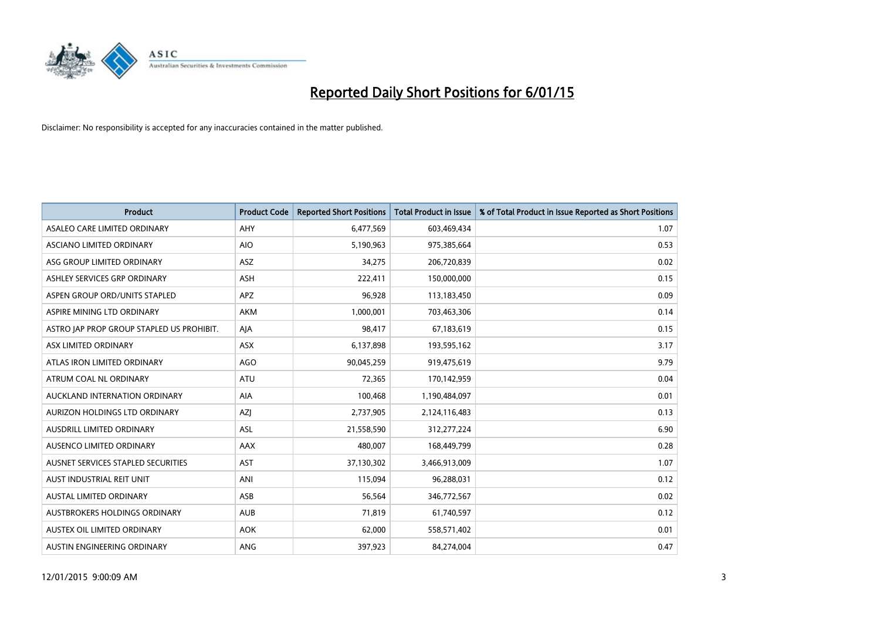# Reported Daily Short Positions for 6/01/15

Disclaimer: No responsibility is accepted for any inaccuracies contained in the matter published.

| Product | Product Code | Reported Short Positions | Total Product in Issue | % of Total Product in Issue Reported as Short Positions |
|---|---|---|---|---|
| ASALEO CARE LIMITED ORDINARY | AHY | 6,477,569 | 603,469,434 | 1.07 |
| ASCIANO LIMITED ORDINARY | AIO | 5,190,963 | 975,385,664 | 0.53 |
| ASG GROUP LIMITED ORDINARY | ASZ | 34,275 | 206,720,839 | 0.02 |
| ASHLEY SERVICES GRP ORDINARY | ASH | 222,411 | 150,000,000 | 0.15 |
| ASPEN GROUP ORD/UNITS STAPLED | APZ | 96,928 | 113,183,450 | 0.09 |
| ASPIRE MINING LTD ORDINARY | AKM | 1,000,001 | 703,463,306 | 0.14 |
| ASTRO JAP PROP GROUP STAPLED US PROHIBIT. | AJA | 98,417 | 67,183,619 | 0.15 |
| ASX LIMITED ORDINARY | ASX | 6,137,898 | 193,595,162 | 3.17 |
| ATLAS IRON LIMITED ORDINARY | AGO | 90,045,259 | 919,475,619 | 9.79 |
| ATRUM COAL NL ORDINARY | ATU | 72,365 | 170,142,959 | 0.04 |
| AUCKLAND INTERNATION ORDINARY | AIA | 100,468 | 1,190,484,097 | 0.01 |
| AURIZON HOLDINGS LTD ORDINARY | AZJ | 2,737,905 | 2,124,116,483 | 0.13 |
| AUSDRILL LIMITED ORDINARY | ASL | 21,558,590 | 312,277,224 | 6.90 |
| AUSENCO LIMITED ORDINARY | AAX | 480,007 | 168,449,799 | 0.28 |
| AUSNET SERVICES STAPLED SECURITIES | AST | 37,130,302 | 3,466,913,009 | 1.07 |
| AUST INDUSTRIAL REIT UNIT | ANI | 115,094 | 96,288,031 | 0.12 |
| AUSTAL LIMITED ORDINARY | ASB | 56,564 | 346,772,567 | 0.02 |
| AUSTBROKERS HOLDINGS ORDINARY | AUB | 71,819 | 61,740,597 | 0.12 |
| AUSTEX OIL LIMITED ORDINARY | AOK | 62,000 | 558,571,402 | 0.01 |
| AUSTIN ENGINEERING ORDINARY | ANG | 397,923 | 84,274,004 | 0.47 |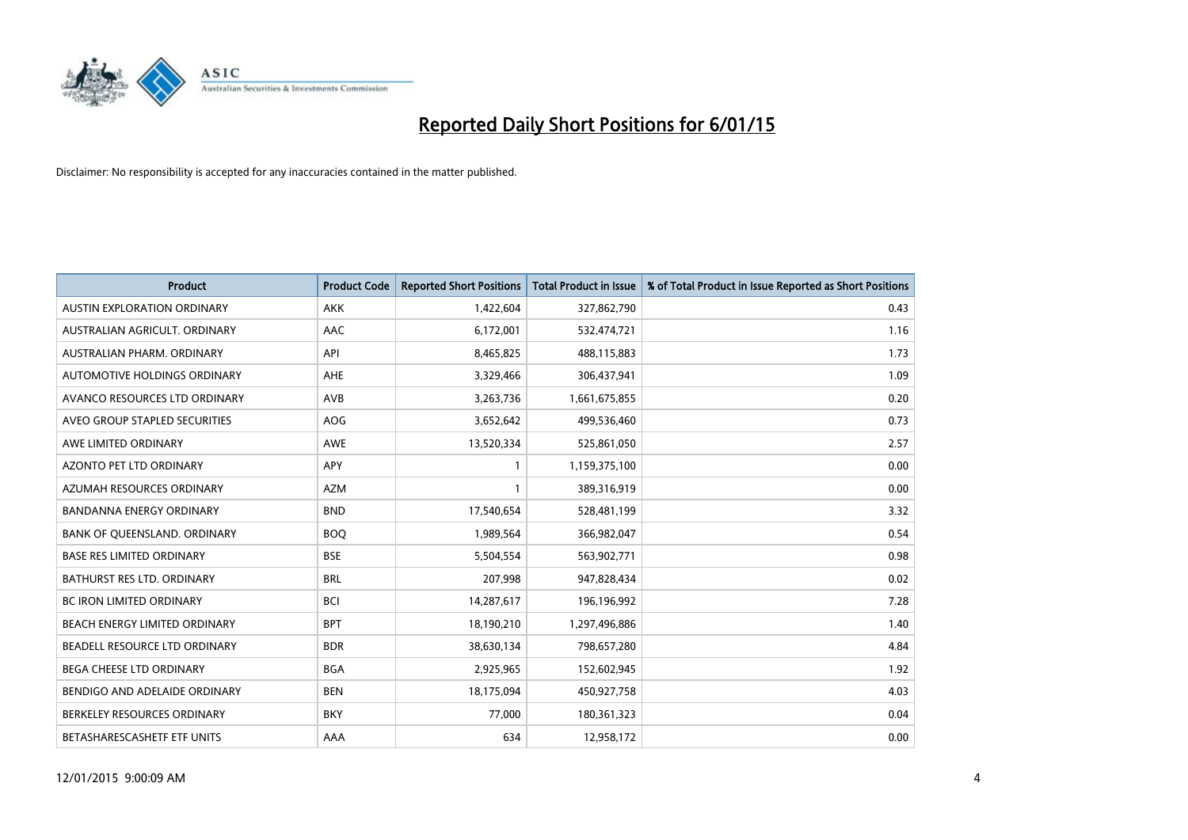# Reported Daily Short Positions for 6/01/15

Disclaimer: No responsibility is accepted for any inaccuracies contained in the matter published.

| Product | Product Code | Reported Short Positions | Total Product in Issue | % of Total Product in Issue Reported as Short Positions |
|---|---|---|---|---|
| AUSTIN EXPLORATION ORDINARY | AKK | 1,422,604 | 327,862,790 | 0.43 |
| AUSTRALIAN AGRICULT. ORDINARY | AAC | 6,172,001 | 532,474,721 | 1.16 |
| AUSTRALIAN PHARM. ORDINARY | API | 8,465,825 | 488,115,883 | 1.73 |
| AUTOMOTIVE HOLDINGS ORDINARY | AHE | 3,329,466 | 306,437,941 | 1.09 |
| AVANCO RESOURCES LTD ORDINARY | AVB | 3,263,736 | 1,661,675,855 | 0.20 |
| AVEO GROUP STAPLED SECURITIES | AOG | 3,652,642 | 499,536,460 | 0.73 |
| AWE LIMITED ORDINARY | AWE | 13,520,334 | 525,861,050 | 2.57 |
| AZONTO PET LTD ORDINARY | APY | 1 | 1,159,375,100 | 0.00 |
| AZUMAH RESOURCES ORDINARY | AZM | 1 | 389,316,919 | 0.00 |
| BANDANNA ENERGY ORDINARY | BND | 17,540,654 | 528,481,199 | 3.32 |
| BANK OF QUEENSLAND. ORDINARY | BOQ | 1,989,564 | 366,982,047 | 0.54 |
| BASE RES LIMITED ORDINARY | BSE | 5,504,554 | 563,902,771 | 0.98 |
| BATHURST RES LTD. ORDINARY | BRL | 207,998 | 947,828,434 | 0.02 |
| BC IRON LIMITED ORDINARY | BCI | 14,287,617 | 196,196,992 | 7.28 |
| BEACH ENERGY LIMITED ORDINARY | BPT | 18,190,210 | 1,297,496,886 | 1.40 |
| BEADELL RESOURCE LTD ORDINARY | BDR | 38,630,134 | 798,657,280 | 4.84 |
| BEGA CHEESE LTD ORDINARY | BGA | 2,925,965 | 152,602,945 | 1.92 |
| BENDIGO AND ADELAIDE ORDINARY | BEN | 18,175,094 | 450,927,758 | 4.03 |
| BERKELEY RESOURCES ORDINARY | BKY | 77,000 | 180,361,323 | 0.04 |
| BETASHARESCASHETF ETF UNITS | AAA | 634 | 12,958,172 | 0.00 |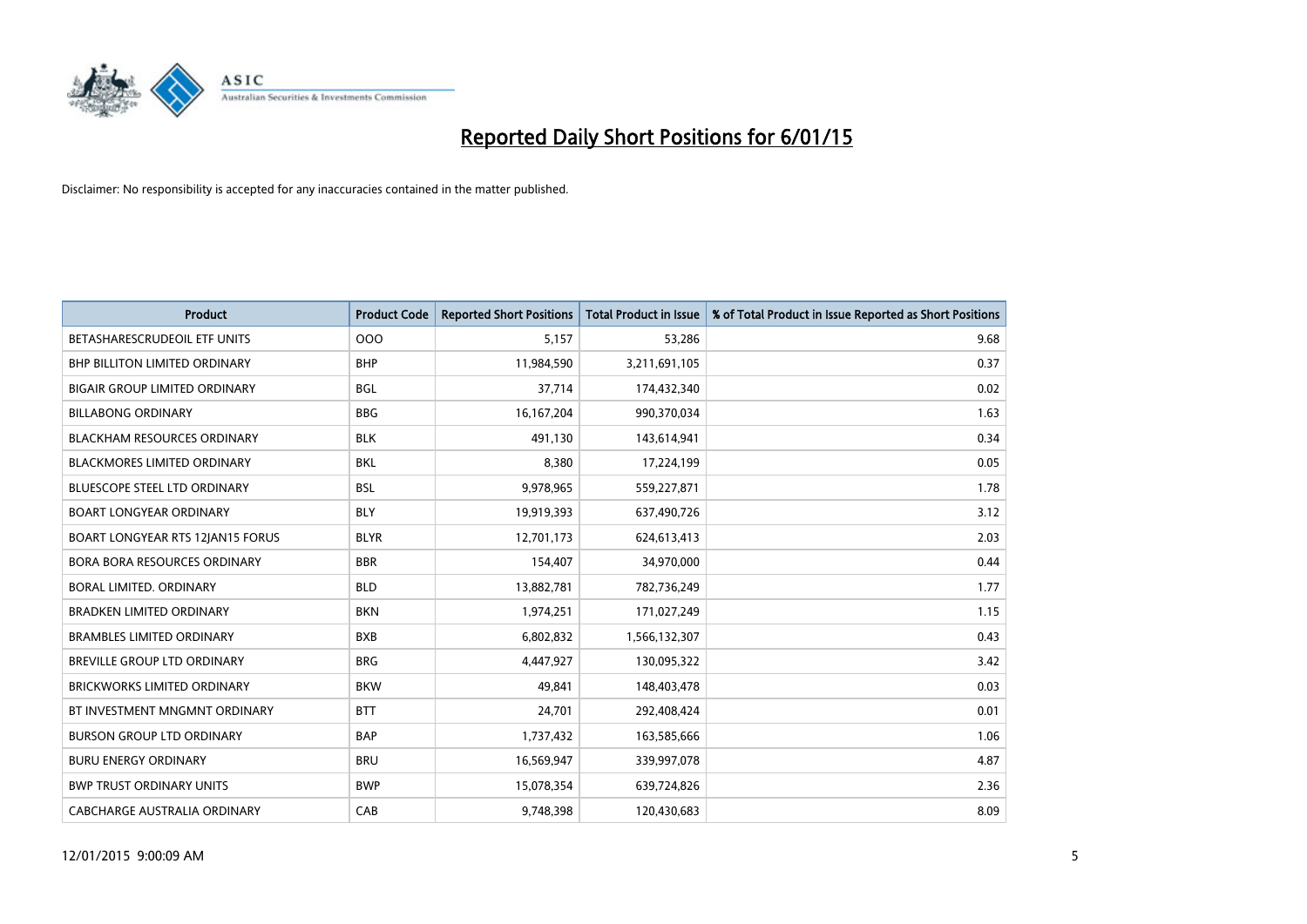# Reported Daily Short Positions for 6/01/15

Disclaimer: No responsibility is accepted for any inaccuracies contained in the matter published.

| Product | Product Code | Reported Short Positions | Total Product in Issue | % of Total Product in Issue Reported as Short Positions |
| --- | --- | --- | --- | --- |
| BETASHARESCRUDEOIL ETF UNITS | OOO | 5,157 | 53,286 | 9.68 |
| BHP BILLITON LIMITED ORDINARY | BHP | 11,984,590 | 3,211,691,105 | 0.37 |
| BIGAIR GROUP LIMITED ORDINARY | BGL | 37,714 | 174,432,340 | 0.02 |
| BILLABONG ORDINARY | BBG | 16,167,204 | 990,370,034 | 1.63 |
| BLACKHAM RESOURCES ORDINARY | BLK | 491,130 | 143,614,941 | 0.34 |
| BLACKMORES LIMITED ORDINARY | BKL | 8,380 | 17,224,199 | 0.05 |
| BLUESCOPE STEEL LTD ORDINARY | BSL | 9,978,965 | 559,227,871 | 1.78 |
| BOART LONGYEAR ORDINARY | BLY | 19,919,393 | 637,490,726 | 3.12 |
| BOART LONGYEAR RTS 12JAN15 FORUS | BLYR | 12,701,173 | 624,613,413 | 2.03 |
| BORA BORA RESOURCES ORDINARY | BBR | 154,407 | 34,970,000 | 0.44 |
| BORAL LIMITED. ORDINARY | BLD | 13,882,781 | 782,736,249 | 1.77 |
| BRADKEN LIMITED ORDINARY | BKN | 1,974,251 | 171,027,249 | 1.15 |
| BRAMBLES LIMITED ORDINARY | BXB | 6,802,832 | 1,566,132,307 | 0.43 |
| BREVILLE GROUP LTD ORDINARY | BRG | 4,447,927 | 130,095,322 | 3.42 |
| BRICKWORKS LIMITED ORDINARY | BKW | 49,841 | 148,403,478 | 0.03 |
| BT INVESTMENT MNGMNT ORDINARY | BTT | 24,701 | 292,408,424 | 0.01 |
| BURSON GROUP LTD ORDINARY | BAP | 1,737,432 | 163,585,666 | 1.06 |
| BURU ENERGY ORDINARY | BRU | 16,569,947 | 339,997,078 | 4.87 |
| BWP TRUST ORDINARY UNITS | BWP | 15,078,354 | 639,724,826 | 2.36 |
| CABCHARGE AUSTRALIA ORDINARY | CAB | 9,748,398 | 120,430,683 | 8.09 |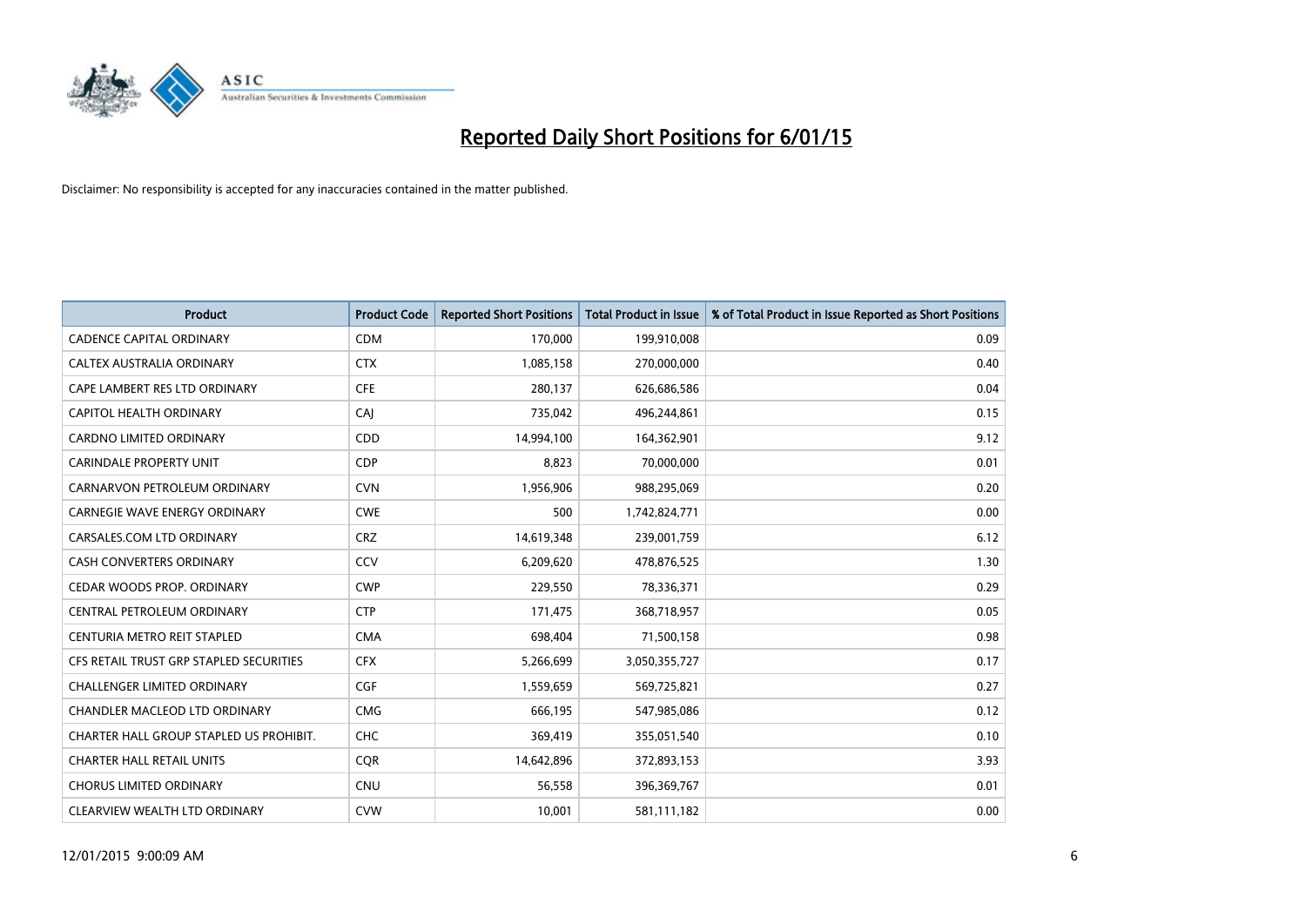# Reported Daily Short Positions for 6/01/15

Disclaimer: No responsibility is accepted for any inaccuracies contained in the matter published.

| Product | Product Code | Reported Short Positions | Total Product in Issue | % of Total Product in Issue Reported as Short Positions |
|---|---|---|---|---|
| CADENCE CAPITAL ORDINARY | CDM | 170,000 | 199,910,008 | 0.09 |
| CALTEX AUSTRALIA ORDINARY | CTX | 1,085,158 | 270,000,000 | 0.40 |
| CAPE LAMBERT RES LTD ORDINARY | CFE | 280,137 | 626,686,586 | 0.04 |
| CAPITOL HEALTH ORDINARY | CAJ | 735,042 | 496,244,861 | 0.15 |
| CARDNO LIMITED ORDINARY | CDD | 14,994,100 | 164,362,901 | 9.12 |
| CARINDALE PROPERTY UNIT | CDP | 8,823 | 70,000,000 | 0.01 |
| CARNARVON PETROLEUM ORDINARY | CVN | 1,956,906 | 988,295,069 | 0.20 |
| CARNEGIE WAVE ENERGY ORDINARY | CWE | 500 | 1,742,824,771 | 0.00 |
| CARSALES.COM LTD ORDINARY | CRZ | 14,619,348 | 239,001,759 | 6.12 |
| CASH CONVERTERS ORDINARY | CCV | 6,209,620 | 478,876,525 | 1.30 |
| CEDAR WOODS PROP. ORDINARY | CWP | 229,550 | 78,336,371 | 0.29 |
| CENTRAL PETROLEUM ORDINARY | CTP | 171,475 | 368,718,957 | 0.05 |
| CENTURIA METRO REIT STAPLED | CMA | 698,404 | 71,500,158 | 0.98 |
| CFS RETAIL TRUST GRP STAPLED SECURITIES | CFX | 5,266,699 | 3,050,355,727 | 0.17 |
| CHALLENGER LIMITED ORDINARY | CGF | 1,559,659 | 569,725,821 | 0.27 |
| CHANDLER MACLEOD LTD ORDINARY | CMG | 666,195 | 547,985,086 | 0.12 |
| CHARTER HALL GROUP STAPLED US PROHIBIT. | CHC | 369,419 | 355,051,540 | 0.10 |
| CHARTER HALL RETAIL UNITS | CQR | 14,642,896 | 372,893,153 | 3.93 |
| CHORUS LIMITED ORDINARY | CNU | 56,558 | 396,369,767 | 0.01 |
| CLEARVIEW WEALTH LTD ORDINARY | CVW | 10,001 | 581,111,182 | 0.00 |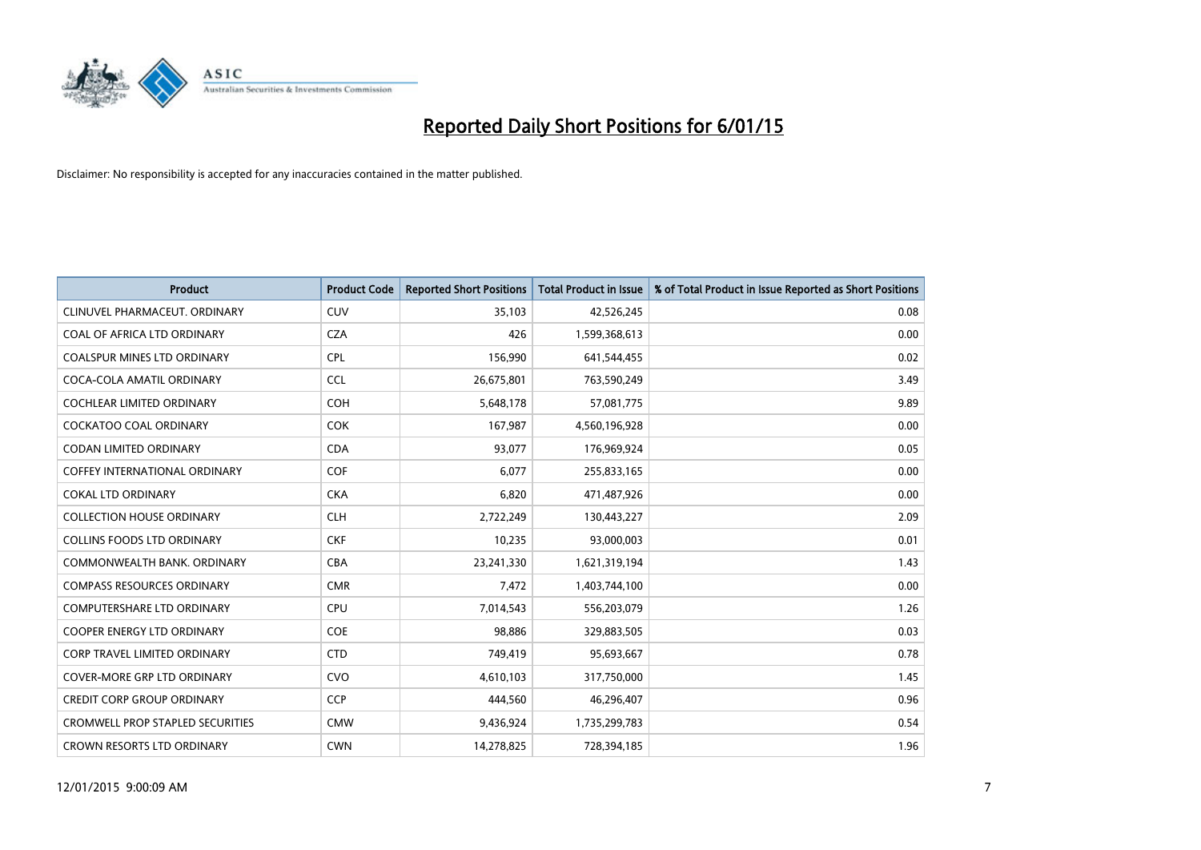# Reported Daily Short Positions for 6/01/15

Disclaimer: No responsibility is accepted for any inaccuracies contained in the matter published.

| Product | Product Code | Reported Short Positions | Total Product in Issue | % of Total Product in Issue Reported as Short Positions |
|---|---|---|---|---|
| CLINUVEL PHARMACEUT. ORDINARY | CUV | 35,103 | 42,526,245 | 0.08 |
| COAL OF AFRICA LTD ORDINARY | CZA | 426 | 1,599,368,613 | 0.00 |
| COALSPUR MINES LTD ORDINARY | CPL | 156,990 | 641,544,455 | 0.02 |
| COCA-COLA AMATIL ORDINARY | CCL | 26,675,801 | 763,590,249 | 3.49 |
| COCHLEAR LIMITED ORDINARY | COH | 5,648,178 | 57,081,775 | 9.89 |
| COCKATOO COAL ORDINARY | COK | 167,987 | 4,560,196,928 | 0.00 |
| CODAN LIMITED ORDINARY | CDA | 93,077 | 176,969,924 | 0.05 |
| COFFEY INTERNATIONAL ORDINARY | COF | 6,077 | 255,833,165 | 0.00 |
| COKAL LTD ORDINARY | CKA | 6,820 | 471,487,926 | 0.00 |
| COLLECTION HOUSE ORDINARY | CLH | 2,722,249 | 130,443,227 | 2.09 |
| COLLINS FOODS LTD ORDINARY | CKF | 10,235 | 93,000,003 | 0.01 |
| COMMONWEALTH BANK. ORDINARY | CBA | 23,241,330 | 1,621,319,194 | 1.43 |
| COMPASS RESOURCES ORDINARY | CMR | 7,472 | 1,403,744,100 | 0.00 |
| COMPUTERSHARE LTD ORDINARY | CPU | 7,014,543 | 556,203,079 | 1.26 |
| COOPER ENERGY LTD ORDINARY | COE | 98,886 | 329,883,505 | 0.03 |
| CORP TRAVEL LIMITED ORDINARY | CTD | 749,419 | 95,693,667 | 0.78 |
| COVER-MORE GRP LTD ORDINARY | CVO | 4,610,103 | 317,750,000 | 1.45 |
| CREDIT CORP GROUP ORDINARY | CCP | 444,560 | 46,296,407 | 0.96 |
| CROMWELL PROP STAPLED SECURITIES | CMW | 9,436,924 | 1,735,299,783 | 0.54 |
| CROWN RESORTS LTD ORDINARY | CWN | 14,278,825 | 728,394,185 | 1.96 |

12/01/2015 9:00:09 AM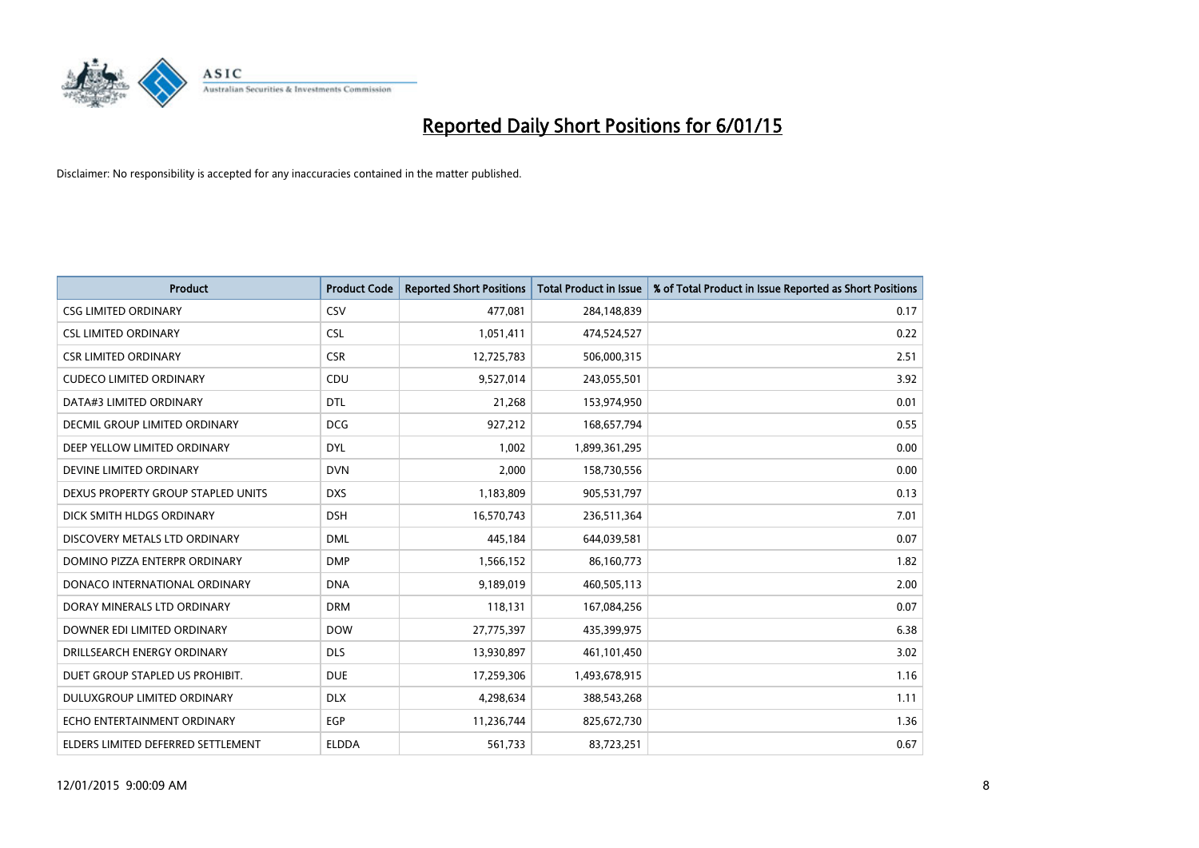# Reported Daily Short Positions for 6/01/15

Disclaimer: No responsibility is accepted for any inaccuracies contained in the matter published.

| Product | Product Code | Reported Short Positions | Total Product in Issue | % of Total Product in Issue Reported as Short Positions |
|---|---|---|---|---|
| CSG LIMITED ORDINARY | CSV | 477,081 | 284,148,839 | 0.17 |
| CSL LIMITED ORDINARY | CSL | 1,051,411 | 474,524,527 | 0.22 |
| CSR LIMITED ORDINARY | CSR | 12,725,783 | 506,000,315 | 2.51 |
| CUDECO LIMITED ORDINARY | CDU | 9,527,014 | 243,055,501 | 3.92 |
| DATA#3 LIMITED ORDINARY | DTL | 21,268 | 153,974,950 | 0.01 |
| DECMIL GROUP LIMITED ORDINARY | DCG | 927,212 | 168,657,794 | 0.55 |
| DEEP YELLOW LIMITED ORDINARY | DYL | 1,002 | 1,899,361,295 | 0.00 |
| DEVINE LIMITED ORDINARY | DVN | 2,000 | 158,730,556 | 0.00 |
| DEXUS PROPERTY GROUP STAPLED UNITS | DXS | 1,183,809 | 905,531,797 | 0.13 |
| DICK SMITH HLDGS ORDINARY | DSH | 16,570,743 | 236,511,364 | 7.01 |
| DISCOVERY METALS LTD ORDINARY | DML | 445,184 | 644,039,581 | 0.07 |
| DOMINO PIZZA ENTERPR ORDINARY | DMP | 1,566,152 | 86,160,773 | 1.82 |
| DONACO INTERNATIONAL ORDINARY | DNA | 9,189,019 | 460,505,113 | 2.00 |
| DORAY MINERALS LTD ORDINARY | DRM | 118,131 | 167,084,256 | 0.07 |
| DOWNER EDI LIMITED ORDINARY | DOW | 27,775,397 | 435,399,975 | 6.38 |
| DRILLSEARCH ENERGY ORDINARY | DLS | 13,930,897 | 461,101,450 | 3.02 |
| DUET GROUP STAPLED US PROHIBIT. | DUE | 17,259,306 | 1,493,678,915 | 1.16 |
| DULUXGROUP LIMITED ORDINARY | DLX | 4,298,634 | 388,543,268 | 1.11 |
| ECHO ENTERTAINMENT ORDINARY | EGP | 11,236,744 | 825,672,730 | 1.36 |
| ELDERS LIMITED DEFERRED SETTLEMENT | ELDDA | 561,733 | 83,723,251 | 0.67 |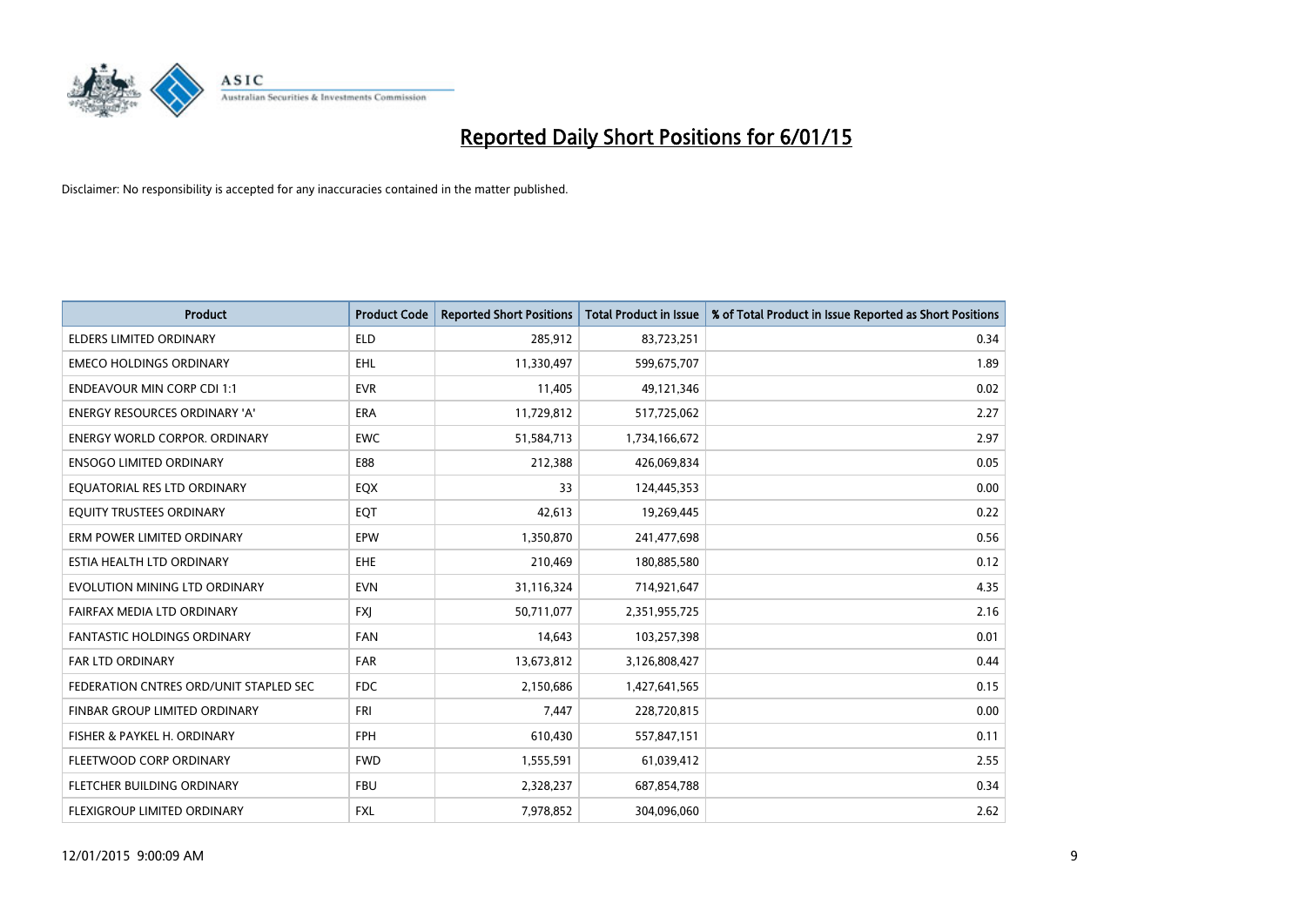# Reported Daily Short Positions for 6/01/15

Disclaimer: No responsibility is accepted for any inaccuracies contained in the matter published.

| Product | Product Code | Reported Short Positions | Total Product in Issue | % of Total Product in Issue Reported as Short Positions |
|---|---|---|---|---|
| ELDERS LIMITED ORDINARY | ELD | 285,912 | 83,723,251 | 0.34 |
| EMECO HOLDINGS ORDINARY | EHL | 11,330,497 | 599,675,707 | 1.89 |
| ENDEAVOUR MIN CORP CDI 1:1 | EVR | 11,405 | 49,121,346 | 0.02 |
| ENERGY RESOURCES ORDINARY 'A' | ERA | 11,729,812 | 517,725,062 | 2.27 |
| ENERGY WORLD CORPOR. ORDINARY | EWC | 51,584,713 | 1,734,166,672 | 2.97 |
| ENSOGO LIMITED ORDINARY | E88 | 212,388 | 426,069,834 | 0.05 |
| EQUATORIAL RES LTD ORDINARY | EQX | 33 | 124,445,353 | 0.00 |
| EQUITY TRUSTEES ORDINARY | EQT | 42,613 | 19,269,445 | 0.22 |
| ERM POWER LIMITED ORDINARY | EPW | 1,350,870 | 241,477,698 | 0.56 |
| ESTIA HEALTH LTD ORDINARY | EHE | 210,469 | 180,885,580 | 0.12 |
| EVOLUTION MINING LTD ORDINARY | EVN | 31,116,324 | 714,921,647 | 4.35 |
| FAIRFAX MEDIA LTD ORDINARY | FXJ | 50,711,077 | 2,351,955,725 | 2.16 |
| FANTASTIC HOLDINGS ORDINARY | FAN | 14,643 | 103,257,398 | 0.01 |
| FAR LTD ORDINARY | FAR | 13,673,812 | 3,126,808,427 | 0.44 |
| FEDERATION CNTRES ORD/UNIT STAPLED SEC | FDC | 2,150,686 | 1,427,641,565 | 0.15 |
| FINBAR GROUP LIMITED ORDINARY | FRI | 7,447 | 228,720,815 | 0.00 |
| FISHER & PAYKEL H. ORDINARY | FPH | 610,430 | 557,847,151 | 0.11 |
| FLEETWOOD CORP ORDINARY | FWD | 1,555,591 | 61,039,412 | 2.55 |
| FLETCHER BUILDING ORDINARY | FBU | 2,328,237 | 687,854,788 | 0.34 |
| FLEXIGROUP LIMITED ORDINARY | FXL | 7,978,852 | 304,096,060 | 2.62 |

12/01/2015 9:00:09 AM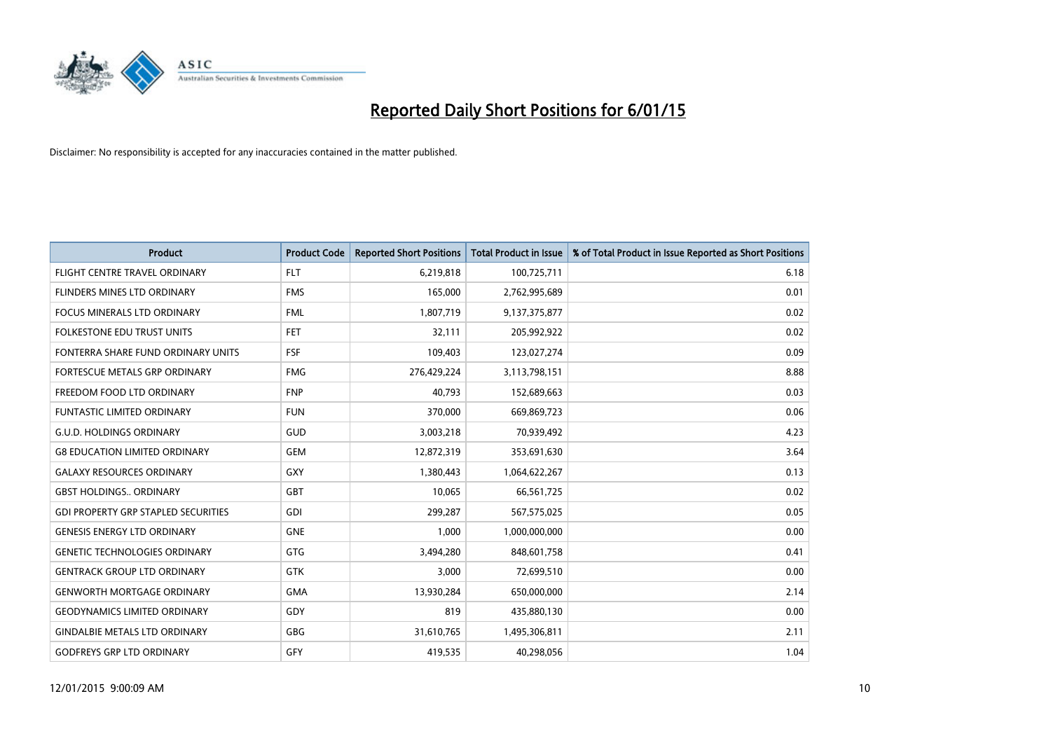# Reported Daily Short Positions for 6/01/15

Disclaimer: No responsibility is accepted for any inaccuracies contained in the matter published.

| Product | Product Code | Reported Short Positions | Total Product in Issue | % of Total Product in Issue Reported as Short Positions |
|---|---|---|---|---|
| FLIGHT CENTRE TRAVEL ORDINARY | FLT | 6,219,818 | 100,725,711 | 6.18 |
| FLINDERS MINES LTD ORDINARY | FMS | 165,000 | 2,762,995,689 | 0.01 |
| FOCUS MINERALS LTD ORDINARY | FML | 1,807,719 | 9,137,375,877 | 0.02 |
| FOLKESTONE EDU TRUST UNITS | FET | 32,111 | 205,992,922 | 0.02 |
| FONTERRA SHARE FUND ORDINARY UNITS | FSF | 109,403 | 123,027,274 | 0.09 |
| FORTESCUE METALS GRP ORDINARY | FMG | 276,429,224 | 3,113,798,151 | 8.88 |
| FREEDOM FOOD LTD ORDINARY | FNP | 40,793 | 152,689,663 | 0.03 |
| FUNTASTIC LIMITED ORDINARY | FUN | 370,000 | 669,869,723 | 0.06 |
| G.U.D. HOLDINGS ORDINARY | GUD | 3,003,218 | 70,939,492 | 4.23 |
| G8 EDUCATION LIMITED ORDINARY | GEM | 12,872,319 | 353,691,630 | 3.64 |
| GALAXY RESOURCES ORDINARY | GXY | 1,380,443 | 1,064,622,267 | 0.13 |
| GBST HOLDINGS.. ORDINARY | GBT | 10,065 | 66,561,725 | 0.02 |
| GDI PROPERTY GRP STAPLED SECURITIES | GDI | 299,287 | 567,575,025 | 0.05 |
| GENESIS ENERGY LTD ORDINARY | GNE | 1,000 | 1,000,000,000 | 0.00 |
| GENETIC TECHNOLOGIES ORDINARY | GTG | 3,494,280 | 848,601,758 | 0.41 |
| GENTRACK GROUP LTD ORDINARY | GTK | 3,000 | 72,699,510 | 0.00 |
| GENWORTH MORTGAGE ORDINARY | GMA | 13,930,284 | 650,000,000 | 2.14 |
| GEODYNAMICS LIMITED ORDINARY | GDY | 819 | 435,880,130 | 0.00 |
| GINDALBIE METALS LTD ORDINARY | GBG | 31,610,765 | 1,495,306,811 | 2.11 |
| GODFREYS GRP LTD ORDINARY | GFY | 419,535 | 40,298,056 | 1.04 |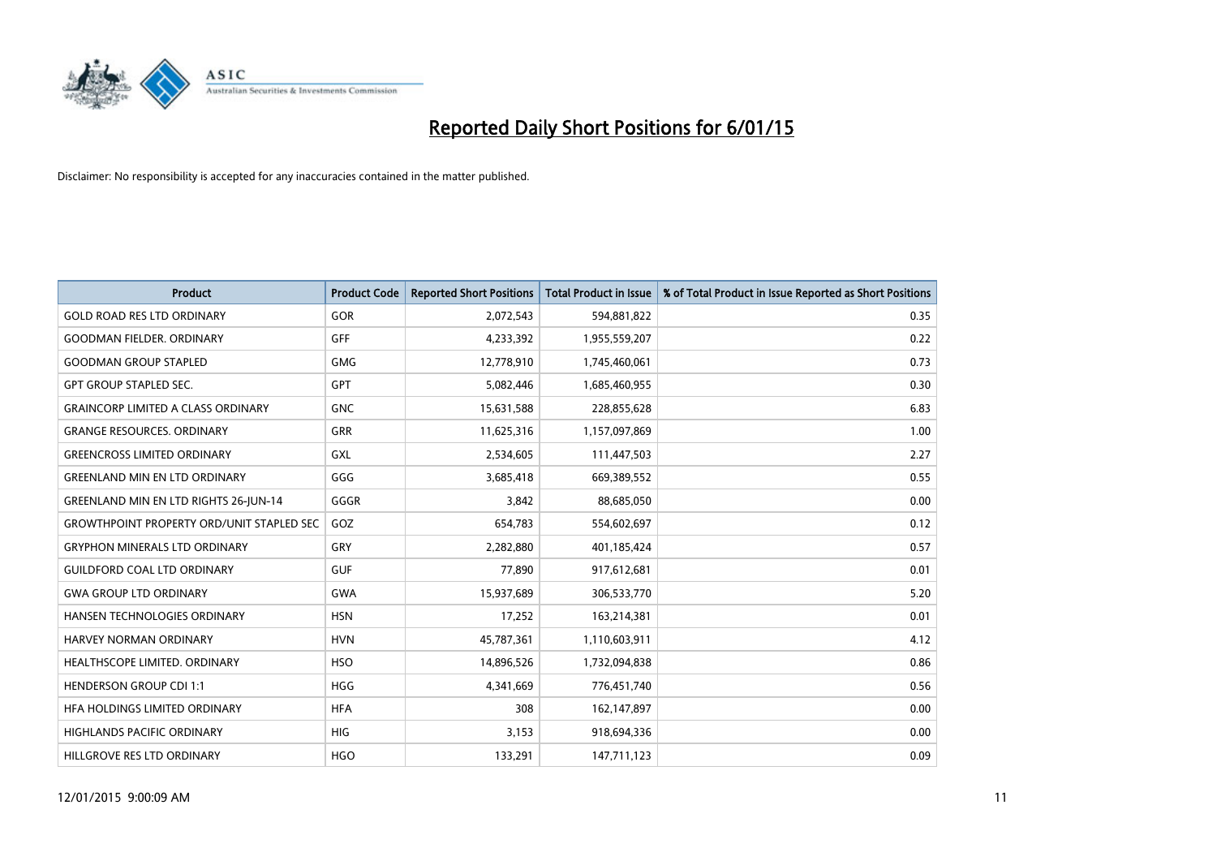# Reported Daily Short Positions for 6/01/15

Disclaimer: No responsibility is accepted for any inaccuracies contained in the matter published.

| Product | Product Code | Reported Short Positions | Total Product in Issue | % of Total Product in Issue Reported as Short Positions |
|---|---|---|---|---|
| GOLD ROAD RES LTD ORDINARY | GOR | 2,072,543 | 594,881,822 | 0.35 |
| GOODMAN FIELDER. ORDINARY | GFF | 4,233,392 | 1,955,559,207 | 0.22 |
| GOODMAN GROUP STAPLED | GMG | 12,778,910 | 1,745,460,061 | 0.73 |
| GPT GROUP STAPLED SEC. | GPT | 5,082,446 | 1,685,460,955 | 0.30 |
| GRAINCORP LIMITED A CLASS ORDINARY | GNC | 15,631,588 | 228,855,628 | 6.83 |
| GRANGE RESOURCES. ORDINARY | GRR | 11,625,316 | 1,157,097,869 | 1.00 |
| GREENCROSS LIMITED ORDINARY | GXL | 2,534,605 | 111,447,503 | 2.27 |
| GREENLAND MIN EN LTD ORDINARY | GGG | 3,685,418 | 669,389,552 | 0.55 |
| GREENLAND MIN EN LTD RIGHTS 26-JUN-14 | GGGR | 3,842 | 88,685,050 | 0.00 |
| GROWTHPOINT PROPERTY ORD/UNIT STAPLED SEC | GOZ | 654,783 | 554,602,697 | 0.12 |
| GRYPHON MINERALS LTD ORDINARY | GRY | 2,282,880 | 401,185,424 | 0.57 |
| GUILDFORD COAL LTD ORDINARY | GUF | 77,890 | 917,612,681 | 0.01 |
| GWA GROUP LTD ORDINARY | GWA | 15,937,689 | 306,533,770 | 5.20 |
| HANSEN TECHNOLOGIES ORDINARY | HSN | 17,252 | 163,214,381 | 0.01 |
| HARVEY NORMAN ORDINARY | HVN | 45,787,361 | 1,110,603,911 | 4.12 |
| HEALTHSCOPE LIMITED. ORDINARY | HSO | 14,896,526 | 1,732,094,838 | 0.86 |
| HENDERSON GROUP CDI 1:1 | HGG | 4,341,669 | 776,451,740 | 0.56 |
| HFA HOLDINGS LIMITED ORDINARY | HFA | 308 | 162,147,897 | 0.00 |
| HIGHLANDS PACIFIC ORDINARY | HIG | 3,153 | 918,694,336 | 0.00 |
| HILLGROVE RES LTD ORDINARY | HGO | 133,291 | 147,711,123 | 0.09 |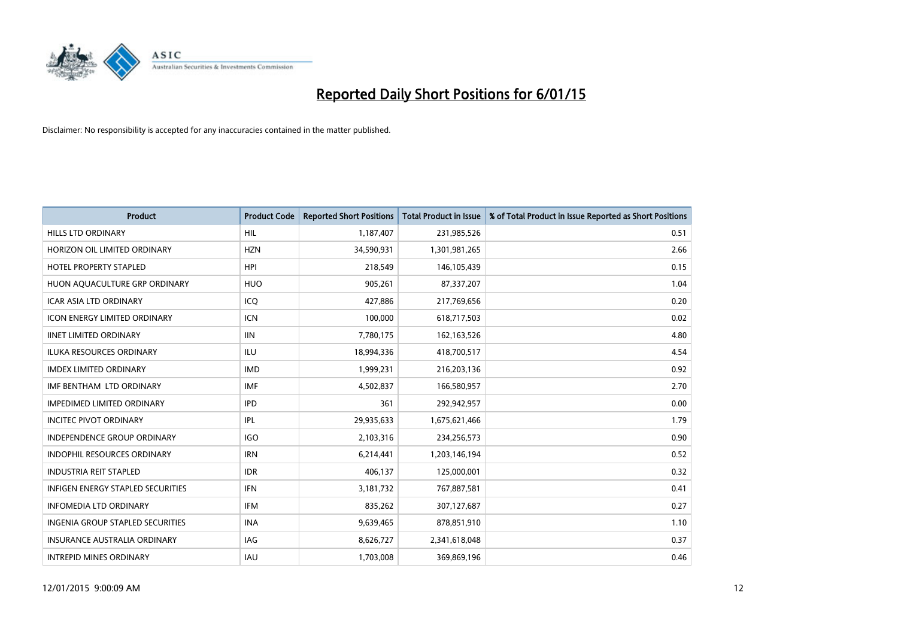# Reported Daily Short Positions for 6/01/15

Disclaimer: No responsibility is accepted for any inaccuracies contained in the matter published.

| Product | Product Code | Reported Short Positions | Total Product in Issue | % of Total Product in Issue Reported as Short Positions |
|---|---|---|---|---|
| HILLS LTD ORDINARY | HIL | 1,187,407 | 231,985,526 | 0.51 |
| HORIZON OIL LIMITED ORDINARY | HZN | 34,590,931 | 1,301,981,265 | 2.66 |
| HOTEL PROPERTY STAPLED | HPI | 218,549 | 146,105,439 | 0.15 |
| HUON AQUACULTURE GRP ORDINARY | HUO | 905,261 | 87,337,207 | 1.04 |
| ICAR ASIA LTD ORDINARY | ICQ | 427,886 | 217,769,656 | 0.20 |
| ICON ENERGY LIMITED ORDINARY | ICN | 100,000 | 618,717,503 | 0.02 |
| IINET LIMITED ORDINARY | IIN | 7,780,175 | 162,163,526 | 4.80 |
| ILUKA RESOURCES ORDINARY | ILU | 18,994,336 | 418,700,517 | 4.54 |
| IMDEX LIMITED ORDINARY | IMD | 1,999,231 | 216,203,136 | 0.92 |
| IMF BENTHAM LTD ORDINARY | IMF | 4,502,837 | 166,580,957 | 2.70 |
| IMPEDIMED LIMITED ORDINARY | IPD | 361 | 292,942,957 | 0.00 |
| INCITEC PIVOT ORDINARY | IPL | 29,935,633 | 1,675,621,466 | 1.79 |
| INDEPENDENCE GROUP ORDINARY | IGO | 2,103,316 | 234,256,573 | 0.90 |
| INDOPHIL RESOURCES ORDINARY | IRN | 6,214,441 | 1,203,146,194 | 0.52 |
| INDUSTRIA REIT STAPLED | IDR | 406,137 | 125,000,001 | 0.32 |
| INFIGEN ENERGY STAPLED SECURITIES | IFN | 3,181,732 | 767,887,581 | 0.41 |
| INFOMEDIA LTD ORDINARY | IFM | 835,262 | 307,127,687 | 0.27 |
| INGENIA GROUP STAPLED SECURITIES | INA | 9,639,465 | 878,851,910 | 1.10 |
| INSURANCE AUSTRALIA ORDINARY | IAG | 8,626,727 | 2,341,618,048 | 0.37 |
| INTREPID MINES ORDINARY | IAU | 1,703,008 | 369,869,196 | 0.46 |

12/01/2015 9:00:09 AM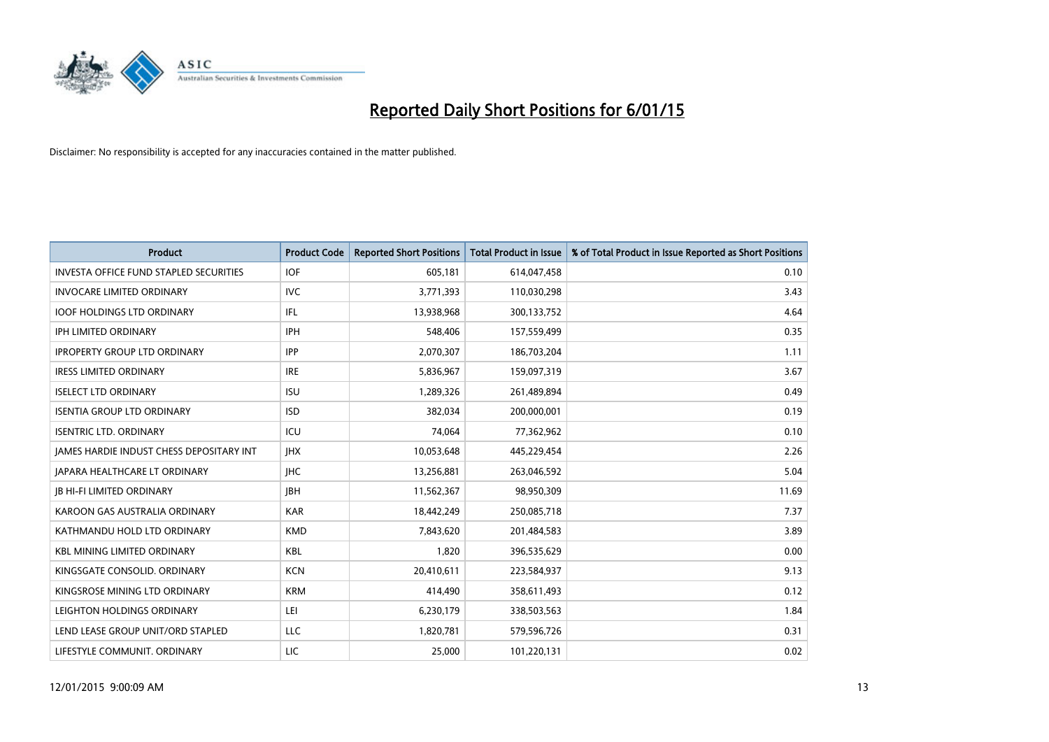# Reported Daily Short Positions for 6/01/15

Disclaimer: No responsibility is accepted for any inaccuracies contained in the matter published.

| Product | Product Code | Reported Short Positions | Total Product in Issue | % of Total Product in Issue Reported as Short Positions |
|---|---|---|---|---|
| INVESTA OFFICE FUND STAPLED SECURITIES | IOF | 605,181 | 614,047,458 | 0.10 |
| INVOCARE LIMITED ORDINARY | IVC | 3,771,393 | 110,030,298 | 3.43 |
| IOOF HOLDINGS LTD ORDINARY | IFL | 13,938,968 | 300,133,752 | 4.64 |
| IPH LIMITED ORDINARY | IPH | 548,406 | 157,559,499 | 0.35 |
| IPROPERTY GROUP LTD ORDINARY | IPP | 2,070,307 | 186,703,204 | 1.11 |
| IRESS LIMITED ORDINARY | IRE | 5,836,967 | 159,097,319 | 3.67 |
| ISELECT LTD ORDINARY | ISU | 1,289,326 | 261,489,894 | 0.49 |
| ISENTIA GROUP LTD ORDINARY | ISD | 382,034 | 200,000,001 | 0.19 |
| ISENTRIC LTD. ORDINARY | ICU | 74,064 | 77,362,962 | 0.10 |
| JAMES HARDIE INDUST CHESS DEPOSITARY INT | JHX | 10,053,648 | 445,229,454 | 2.26 |
| JAPARA HEALTHCARE LT ORDINARY | JHC | 13,256,881 | 263,046,592 | 5.04 |
| JB HI-FI LIMITED ORDINARY | JBH | 11,562,367 | 98,950,309 | 11.69 |
| KAROON GAS AUSTRALIA ORDINARY | KAR | 18,442,249 | 250,085,718 | 7.37 |
| KATHMANDU HOLD LTD ORDINARY | KMD | 7,843,620 | 201,484,583 | 3.89 |
| KBL MINING LIMITED ORDINARY | KBL | 1,820 | 396,535,629 | 0.00 |
| KINGSGATE CONSOLID. ORDINARY | KCN | 20,410,611 | 223,584,937 | 9.13 |
| KINGSROSE MINING LTD ORDINARY | KRM | 414,490 | 358,611,493 | 0.12 |
| LEIGHTON HOLDINGS ORDINARY | LEI | 6,230,179 | 338,503,563 | 1.84 |
| LEND LEASE GROUP UNIT/ORD STAPLED | LLC | 1,820,781 | 579,596,726 | 0.31 |
| LIFESTYLE COMMUNIT. ORDINARY | LIC | 25,000 | 101,220,131 | 0.02 |

12/01/2015 9:00:09 AM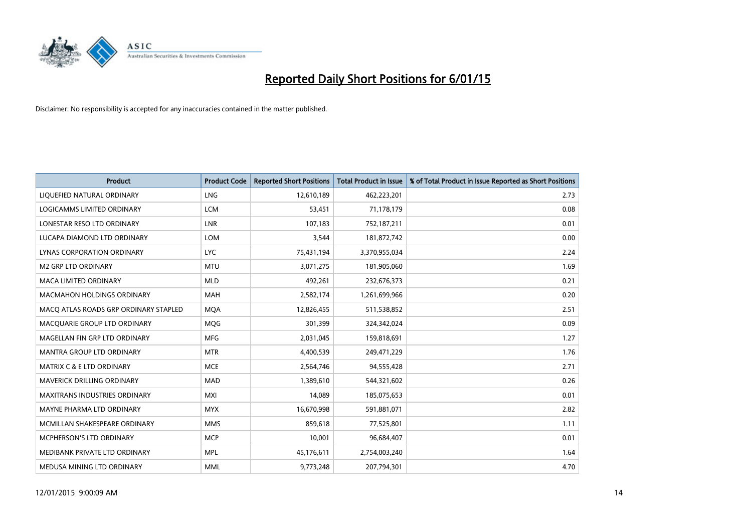# Reported Daily Short Positions for 6/01/15

Disclaimer: No responsibility is accepted for any inaccuracies contained in the matter published.

| Product | Product Code | Reported Short Positions | Total Product in Issue | % of Total Product in Issue Reported as Short Positions |
|---|---|---|---|---|
| LIQUEFIED NATURAL ORDINARY | LNG | 12,610,189 | 462,223,201 | 2.73 |
| LOGICAMMS LIMITED ORDINARY | LCM | 53,451 | 71,178,179 | 0.08 |
| LONESTAR RESO LTD ORDINARY | LNR | 107,183 | 752,187,211 | 0.01 |
| LUCAPA DIAMOND LTD ORDINARY | LOM | 3,544 | 181,872,742 | 0.00 |
| LYNAS CORPORATION ORDINARY | LYC | 75,431,194 | 3,370,955,034 | 2.24 |
| M2 GRP LTD ORDINARY | MTU | 3,071,275 | 181,905,060 | 1.69 |
| MACA LIMITED ORDINARY | MLD | 492,261 | 232,676,373 | 0.21 |
| MACMAHON HOLDINGS ORDINARY | MAH | 2,582,174 | 1,261,699,966 | 0.20 |
| MACQ ATLAS ROADS GRP ORDINARY STAPLED | MQA | 12,826,455 | 511,538,852 | 2.51 |
| MACQUARIE GROUP LTD ORDINARY | MQG | 301,399 | 324,342,024 | 0.09 |
| MAGELLAN FIN GRP LTD ORDINARY | MFG | 2,031,045 | 159,818,691 | 1.27 |
| MANTRA GROUP LTD ORDINARY | MTR | 4,400,539 | 249,471,229 | 1.76 |
| MATRIX C & E LTD ORDINARY | MCE | 2,564,746 | 94,555,428 | 2.71 |
| MAVERICK DRILLING ORDINARY | MAD | 1,389,610 | 544,321,602 | 0.26 |
| MAXITRANS INDUSTRIES ORDINARY | MXI | 14,089 | 185,075,653 | 0.01 |
| MAYNE PHARMA LTD ORDINARY | MYX | 16,670,998 | 591,881,071 | 2.82 |
| MCMILLAN SHAKESPEARE ORDINARY | MMS | 859,618 | 77,525,801 | 1.11 |
| MCPHERSON'S LTD ORDINARY | MCP | 10,001 | 96,684,407 | 0.01 |
| MEDIBANK PRIVATE LTD ORDINARY | MPL | 45,176,611 | 2,754,003,240 | 1.64 |
| MEDUSA MINING LTD ORDINARY | MML | 9,773,248 | 207,794,301 | 4.70 |

12/01/2015 9:00:09 AM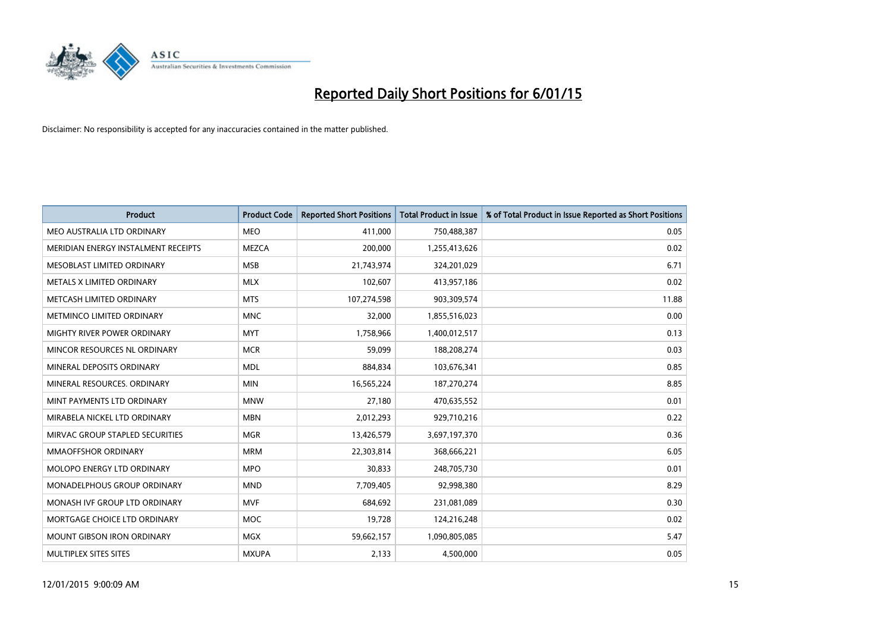# Reported Daily Short Positions for 6/01/15

Disclaimer: No responsibility is accepted for any inaccuracies contained in the matter published.

| Product | Product Code | Reported Short Positions | Total Product in Issue | % of Total Product in Issue Reported as Short Positions |
|---|---|---|---|---|
| MEO AUSTRALIA LTD ORDINARY | MEO | 411,000 | 750,488,387 | 0.05 |
| MERIDIAN ENERGY INSTALMENT RECEIPTS | MEZCA | 200,000 | 1,255,413,626 | 0.02 |
| MESOBLAST LIMITED ORDINARY | MSB | 21,743,974 | 324,201,029 | 6.71 |
| METALS X LIMITED ORDINARY | MLX | 102,607 | 413,957,186 | 0.02 |
| METCASH LIMITED ORDINARY | MTS | 107,274,598 | 903,309,574 | 11.88 |
| METMINCO LIMITED ORDINARY | MNC | 32,000 | 1,855,516,023 | 0.00 |
| MIGHTY RIVER POWER ORDINARY | MYT | 1,758,966 | 1,400,012,517 | 0.13 |
| MINCOR RESOURCES NL ORDINARY | MCR | 59,099 | 188,208,274 | 0.03 |
| MINERAL DEPOSITS ORDINARY | MDL | 884,834 | 103,676,341 | 0.85 |
| MINERAL RESOURCES. ORDINARY | MIN | 16,565,224 | 187,270,274 | 8.85 |
| MINT PAYMENTS LTD ORDINARY | MNW | 27,180 | 470,635,552 | 0.01 |
| MIRABELA NICKEL LTD ORDINARY | MBN | 2,012,293 | 929,710,216 | 0.22 |
| MIRVAC GROUP STAPLED SECURITIES | MGR | 13,426,579 | 3,697,197,370 | 0.36 |
| MMAOFFSHOR ORDINARY | MRM | 22,303,814 | 368,666,221 | 6.05 |
| MOLOPO ENERGY LTD ORDINARY | MPO | 30,833 | 248,705,730 | 0.01 |
| MONADELPHOUS GROUP ORDINARY | MND | 7,709,405 | 92,998,380 | 8.29 |
| MONASH IVF GROUP LTD ORDINARY | MVF | 684,692 | 231,081,089 | 0.30 |
| MORTGAGE CHOICE LTD ORDINARY | MOC | 19,728 | 124,216,248 | 0.02 |
| MOUNT GIBSON IRON ORDINARY | MGX | 59,662,157 | 1,090,805,085 | 5.47 |
| MULTIPLEX SITES SITES | MXUPA | 2,133 | 4,500,000 | 0.05 |

12/01/2015 9:00:09 AM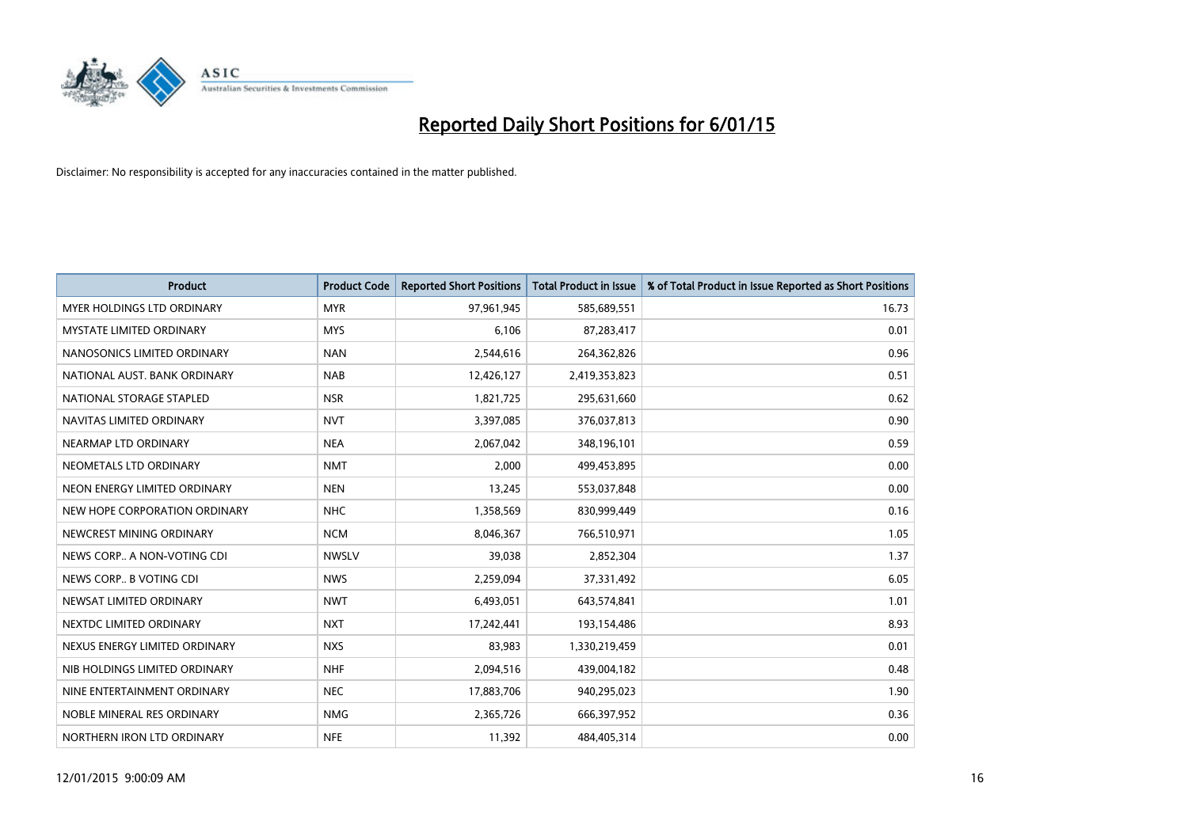# Reported Daily Short Positions for 6/01/15

Disclaimer: No responsibility is accepted for any inaccuracies contained in the matter published.

| Product | Product Code | Reported Short Positions | Total Product in Issue | % of Total Product in Issue Reported as Short Positions |
|---|---|---|---|---|
| MYER HOLDINGS LTD ORDINARY | MYR | 97,961,945 | 585,689,551 | 16.73 |
| MYSTATE LIMITED ORDINARY | MYS | 6,106 | 87,283,417 | 0.01 |
| NANOSONICS LIMITED ORDINARY | NAN | 2,544,616 | 264,362,826 | 0.96 |
| NATIONAL AUST. BANK ORDINARY | NAB | 12,426,127 | 2,419,353,823 | 0.51 |
| NATIONAL STORAGE STAPLED | NSR | 1,821,725 | 295,631,660 | 0.62 |
| NAVITAS LIMITED ORDINARY | NVT | 3,397,085 | 376,037,813 | 0.90 |
| NEARMAP LTD ORDINARY | NEA | 2,067,042 | 348,196,101 | 0.59 |
| NEOMETALS LTD ORDINARY | NMT | 2,000 | 499,453,895 | 0.00 |
| NEON ENERGY LIMITED ORDINARY | NEN | 13,245 | 553,037,848 | 0.00 |
| NEW HOPE CORPORATION ORDINARY | NHC | 1,358,569 | 830,999,449 | 0.16 |
| NEWCREST MINING ORDINARY | NCM | 8,046,367 | 766,510,971 | 1.05 |
| NEWS CORP.. A NON-VOTING CDI | NWSLV | 39,038 | 2,852,304 | 1.37 |
| NEWS CORP.. B VOTING CDI | NWS | 2,259,094 | 37,331,492 | 6.05 |
| NEWSAT LIMITED ORDINARY | NWT | 6,493,051 | 643,574,841 | 1.01 |
| NEXTDC LIMITED ORDINARY | NXT | 17,242,441 | 193,154,486 | 8.93 |
| NEXUS ENERGY LIMITED ORDINARY | NXS | 83,983 | 1,330,219,459 | 0.01 |
| NIB HOLDINGS LIMITED ORDINARY | NHF | 2,094,516 | 439,004,182 | 0.48 |
| NINE ENTERTAINMENT ORDINARY | NEC | 17,883,706 | 940,295,023 | 1.90 |
| NOBLE MINERAL RES ORDINARY | NMG | 2,365,726 | 666,397,952 | 0.36 |
| NORTHERN IRON LTD ORDINARY | NFE | 11,392 | 484,405,314 | 0.00 |

12/01/2015 9:00:09 AM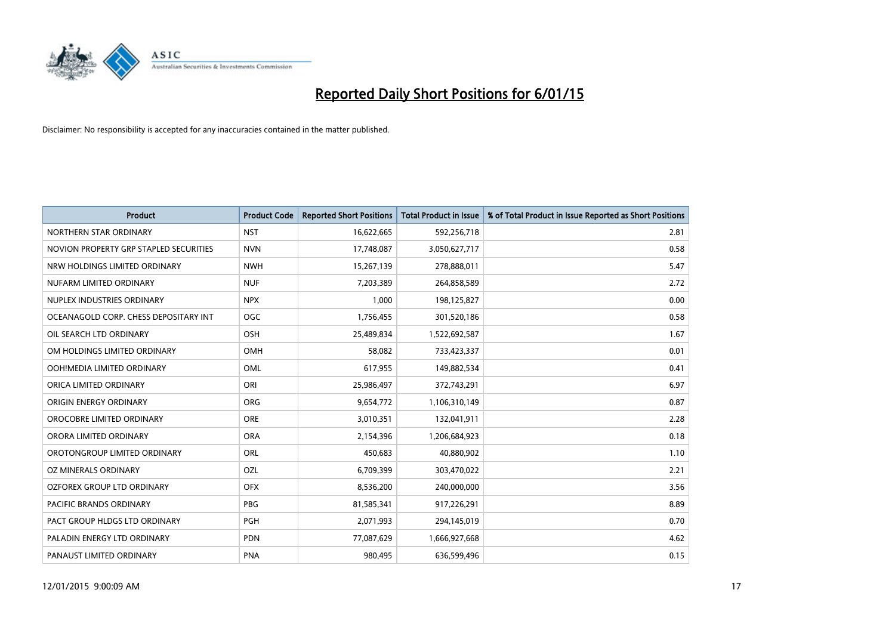# Reported Daily Short Positions for 6/01/15

Disclaimer: No responsibility is accepted for any inaccuracies contained in the matter published.

| Product | Product Code | Reported Short Positions | Total Product in Issue | % of Total Product in Issue Reported as Short Positions |
|---|---|---|---|---|
| NORTHERN STAR ORDINARY | NST | 16,622,665 | 592,256,718 | 2.81 |
| NOVION PROPERTY GRP STAPLED SECURITIES | NVN | 17,748,087 | 3,050,627,717 | 0.58 |
| NRW HOLDINGS LIMITED ORDINARY | NWH | 15,267,139 | 278,888,011 | 5.47 |
| NUFARM LIMITED ORDINARY | NUF | 7,203,389 | 264,858,589 | 2.72 |
| NUPLEX INDUSTRIES ORDINARY | NPX | 1,000 | 198,125,827 | 0.00 |
| OCEANAGOLD CORP. CHESS DEPOSITARY INT | OGC | 1,756,455 | 301,520,186 | 0.58 |
| OIL SEARCH LTD ORDINARY | OSH | 25,489,834 | 1,522,692,587 | 1.67 |
| OM HOLDINGS LIMITED ORDINARY | OMH | 58,082 | 733,423,337 | 0.01 |
| OOH!MEDIA LIMITED ORDINARY | OML | 617,955 | 149,882,534 | 0.41 |
| ORICA LIMITED ORDINARY | ORI | 25,986,497 | 372,743,291 | 6.97 |
| ORIGIN ENERGY ORDINARY | ORG | 9,654,772 | 1,106,310,149 | 0.87 |
| OROCOBRE LIMITED ORDINARY | ORE | 3,010,351 | 132,041,911 | 2.28 |
| ORORA LIMITED ORDINARY | ORA | 2,154,396 | 1,206,684,923 | 0.18 |
| OROTONGROUP LIMITED ORDINARY | ORL | 450,683 | 40,880,902 | 1.10 |
| OZ MINERALS ORDINARY | OZL | 6,709,399 | 303,470,022 | 2.21 |
| OZFOREX GROUP LTD ORDINARY | OFX | 8,536,200 | 240,000,000 | 3.56 |
| PACIFIC BRANDS ORDINARY | PBG | 81,585,341 | 917,226,291 | 8.89 |
| PACT GROUP HLDGS LTD ORDINARY | PGH | 2,071,993 | 294,145,019 | 0.70 |
| PALADIN ENERGY LTD ORDINARY | PDN | 77,087,629 | 1,666,927,668 | 4.62 |
| PANAUST LIMITED ORDINARY | PNA | 980,495 | 636,599,496 | 0.15 |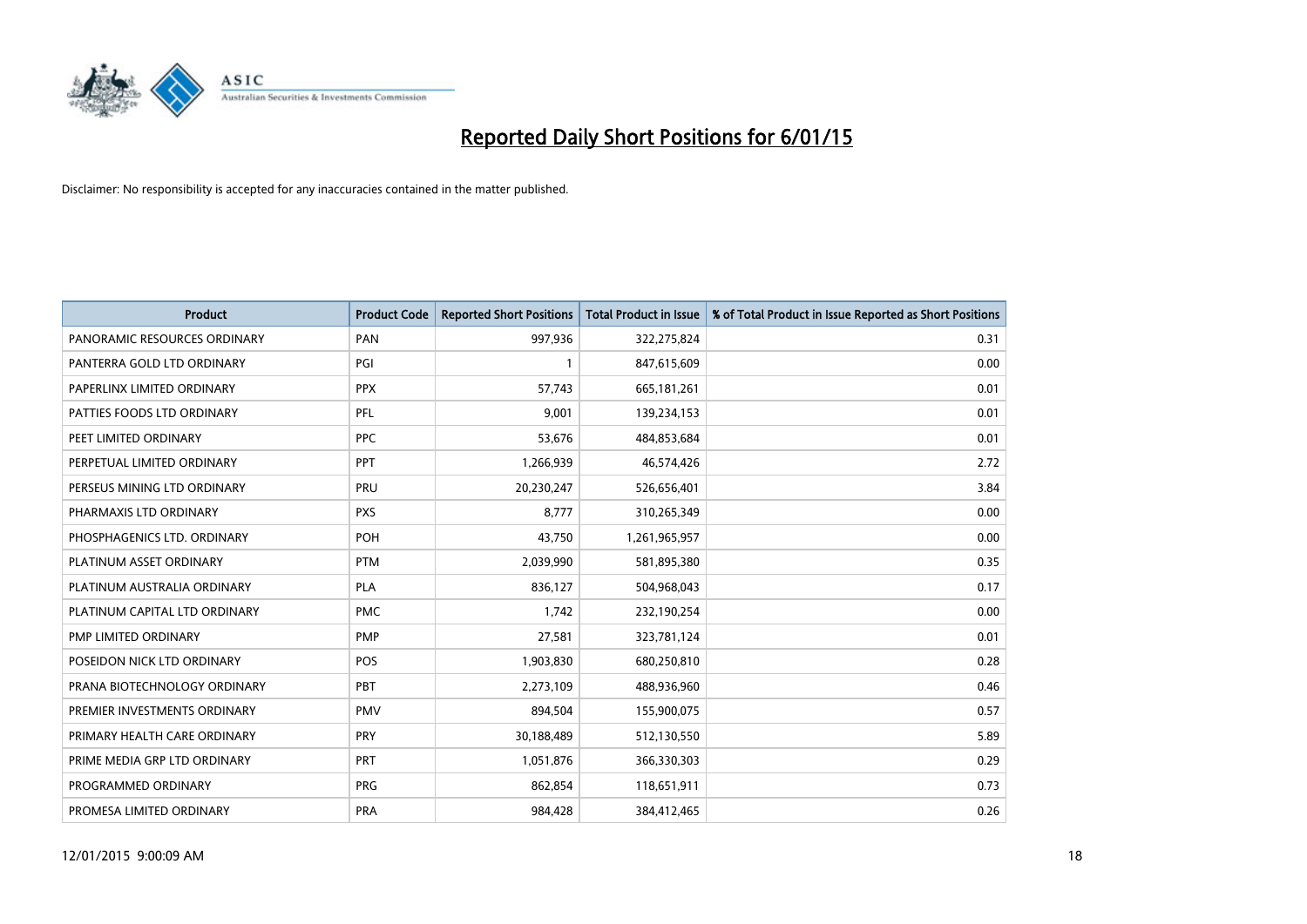# Reported Daily Short Positions for 6/01/15

Disclaimer: No responsibility is accepted for any inaccuracies contained in the matter published.

| Product | Product Code | Reported Short Positions | Total Product in Issue | % of Total Product in Issue Reported as Short Positions |
|---|---|---|---|---|
| PANORAMIC RESOURCES ORDINARY | PAN | 997,936 | 322,275,824 | 0.31 |
| PANTERRA GOLD LTD ORDINARY | PGI | 1 | 847,615,609 | 0.00 |
| PAPERLINX LIMITED ORDINARY | PPX | 57,743 | 665,181,261 | 0.01 |
| PATTIES FOODS LTD ORDINARY | PFL | 9,001 | 139,234,153 | 0.01 |
| PEET LIMITED ORDINARY | PPC | 53,676 | 484,853,684 | 0.01 |
| PERPETUAL LIMITED ORDINARY | PPT | 1,266,939 | 46,574,426 | 2.72 |
| PERSEUS MINING LTD ORDINARY | PRU | 20,230,247 | 526,656,401 | 3.84 |
| PHARMAXIS LTD ORDINARY | PXS | 8,777 | 310,265,349 | 0.00 |
| PHOSPHAGENICS LTD. ORDINARY | POH | 43,750 | 1,261,965,957 | 0.00 |
| PLATINUM ASSET ORDINARY | PTM | 2,039,990 | 581,895,380 | 0.35 |
| PLATINUM AUSTRALIA ORDINARY | PLA | 836,127 | 504,968,043 | 0.17 |
| PLATINUM CAPITAL LTD ORDINARY | PMC | 1,742 | 232,190,254 | 0.00 |
| PMP LIMITED ORDINARY | PMP | 27,581 | 323,781,124 | 0.01 |
| POSEIDON NICK LTD ORDINARY | POS | 1,903,830 | 680,250,810 | 0.28 |
| PRANA BIOTECHNOLOGY ORDINARY | PBT | 2,273,109 | 488,936,960 | 0.46 |
| PREMIER INVESTMENTS ORDINARY | PMV | 894,504 | 155,900,075 | 0.57 |
| PRIMARY HEALTH CARE ORDINARY | PRY | 30,188,489 | 512,130,550 | 5.89 |
| PRIME MEDIA GRP LTD ORDINARY | PRT | 1,051,876 | 366,330,303 | 0.29 |
| PROGRAMMED ORDINARY | PRG | 862,854 | 118,651,911 | 0.73 |
| PROMESA LIMITED ORDINARY | PRA | 984,428 | 384,412,465 | 0.26 |

12/01/2015 9:00:09 AM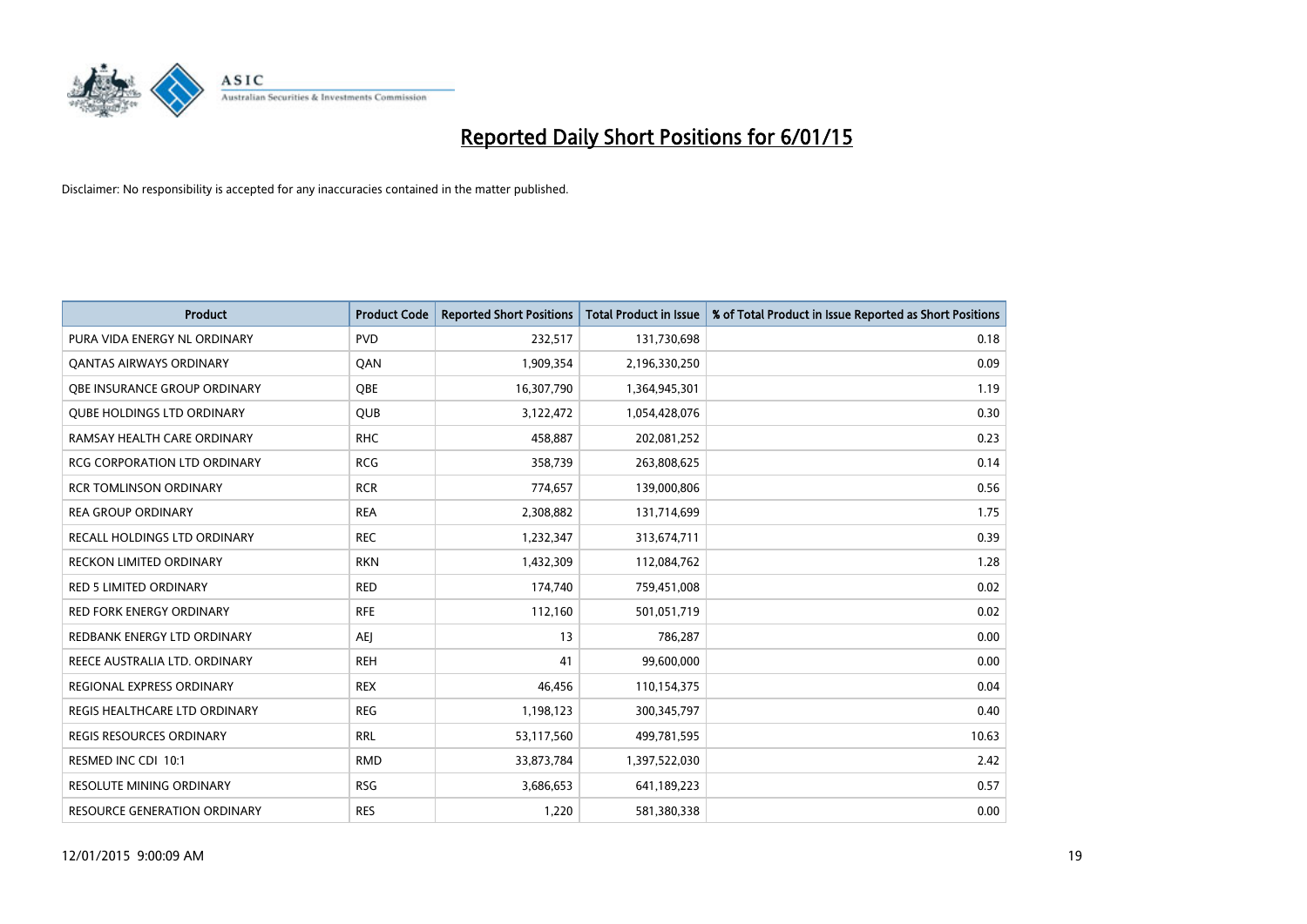# Reported Daily Short Positions for 6/01/15

Disclaimer: No responsibility is accepted for any inaccuracies contained in the matter published.

| Product | Product Code | Reported Short Positions | Total Product in Issue | % of Total Product in Issue Reported as Short Positions |
| --- | --- | --- | --- | --- |
| PURA VIDA ENERGY NL ORDINARY | PVD | 232,517 | 131,730,698 | 0.18 |
| QANTAS AIRWAYS ORDINARY | QAN | 1,909,354 | 2,196,330,250 | 0.09 |
| QBE INSURANCE GROUP ORDINARY | QBE | 16,307,790 | 1,364,945,301 | 1.19 |
| QUBE HOLDINGS LTD ORDINARY | QUB | 3,122,472 | 1,054,428,076 | 0.30 |
| RAMSAY HEALTH CARE ORDINARY | RHC | 458,887 | 202,081,252 | 0.23 |
| RCG CORPORATION LTD ORDINARY | RCG | 358,739 | 263,808,625 | 0.14 |
| RCR TOMLINSON ORDINARY | RCR | 774,657 | 139,000,806 | 0.56 |
| REA GROUP ORDINARY | REA | 2,308,882 | 131,714,699 | 1.75 |
| RECALL HOLDINGS LTD ORDINARY | REC | 1,232,347 | 313,674,711 | 0.39 |
| RECKON LIMITED ORDINARY | RKN | 1,432,309 | 112,084,762 | 1.28 |
| RED 5 LIMITED ORDINARY | RED | 174,740 | 759,451,008 | 0.02 |
| RED FORK ENERGY ORDINARY | RFE | 112,160 | 501,051,719 | 0.02 |
| REDBANK ENERGY LTD ORDINARY | AEJ | 13 | 786,287 | 0.00 |
| REECE AUSTRALIA LTD. ORDINARY | REH | 41 | 99,600,000 | 0.00 |
| REGIONAL EXPRESS ORDINARY | REX | 46,456 | 110,154,375 | 0.04 |
| REGIS HEALTHCARE LTD ORDINARY | REG | 1,198,123 | 300,345,797 | 0.40 |
| REGIS RESOURCES ORDINARY | RRL | 53,117,560 | 499,781,595 | 10.63 |
| RESMED INC CDI 10:1 | RMD | 33,873,784 | 1,397,522,030 | 2.42 |
| RESOLUTE MINING ORDINARY | RSG | 3,686,653 | 641,189,223 | 0.57 |
| RESOURCE GENERATION ORDINARY | RES | 1,220 | 581,380,338 | 0.00 |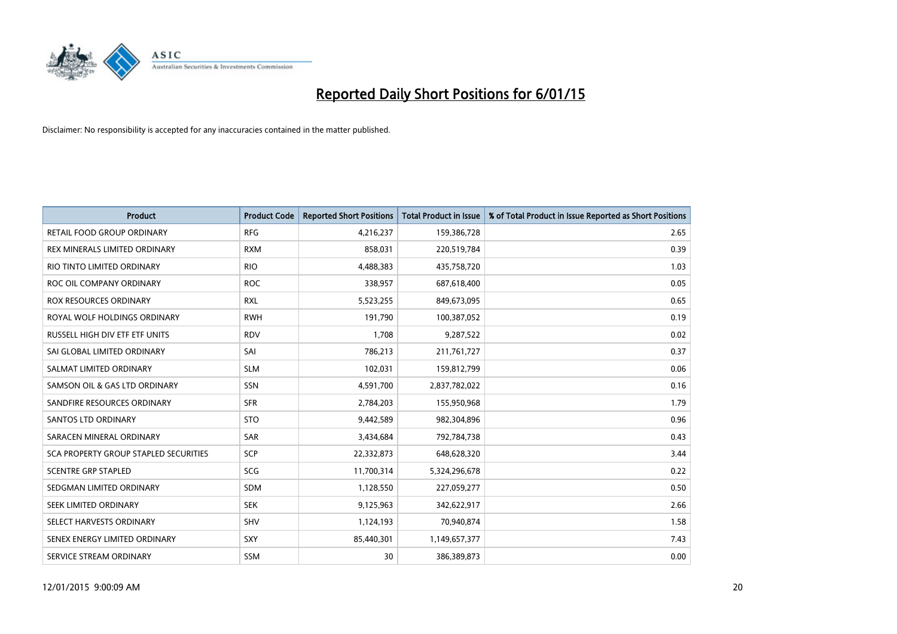# Reported Daily Short Positions for 6/01/15

Disclaimer: No responsibility is accepted for any inaccuracies contained in the matter published.

| Product | Product Code | Reported Short Positions | Total Product in Issue | % of Total Product in Issue Reported as Short Positions |
|---|---|---|---|---|
| RETAIL FOOD GROUP ORDINARY | RFG | 4,216,237 | 159,386,728 | 2.65 |
| REX MINERALS LIMITED ORDINARY | RXM | 858,031 | 220,519,784 | 0.39 |
| RIO TINTO LIMITED ORDINARY | RIO | 4,488,383 | 435,758,720 | 1.03 |
| ROC OIL COMPANY ORDINARY | ROC | 338,957 | 687,618,400 | 0.05 |
| ROX RESOURCES ORDINARY | RXL | 5,523,255 | 849,673,095 | 0.65 |
| ROYAL WOLF HOLDINGS ORDINARY | RWH | 191,790 | 100,387,052 | 0.19 |
| RUSSELL HIGH DIV ETF ETF UNITS | RDV | 1,708 | 9,287,522 | 0.02 |
| SAI GLOBAL LIMITED ORDINARY | SAI | 786,213 | 211,761,727 | 0.37 |
| SALMAT LIMITED ORDINARY | SLM | 102,031 | 159,812,799 | 0.06 |
| SAMSON OIL & GAS LTD ORDINARY | SSN | 4,591,700 | 2,837,782,022 | 0.16 |
| SANDFIRE RESOURCES ORDINARY | SFR | 2,784,203 | 155,950,968 | 1.79 |
| SANTOS LTD ORDINARY | STO | 9,442,589 | 982,304,896 | 0.96 |
| SARACEN MINERAL ORDINARY | SAR | 3,434,684 | 792,784,738 | 0.43 |
| SCA PROPERTY GROUP STAPLED SECURITIES | SCP | 22,332,873 | 648,628,320 | 3.44 |
| SCENTRE GRP STAPLED | SCG | 11,700,314 | 5,324,296,678 | 0.22 |
| SEDGMAN LIMITED ORDINARY | SDM | 1,128,550 | 227,059,277 | 0.50 |
| SEEK LIMITED ORDINARY | SEK | 9,125,963 | 342,622,917 | 2.66 |
| SELECT HARVESTS ORDINARY | SHV | 1,124,193 | 70,940,874 | 1.58 |
| SENEX ENERGY LIMITED ORDINARY | SXY | 85,440,301 | 1,149,657,377 | 7.43 |
| SERVICE STREAM ORDINARY | SSM | 30 | 386,389,873 | 0.00 |

12/01/2015 9:00:09 AM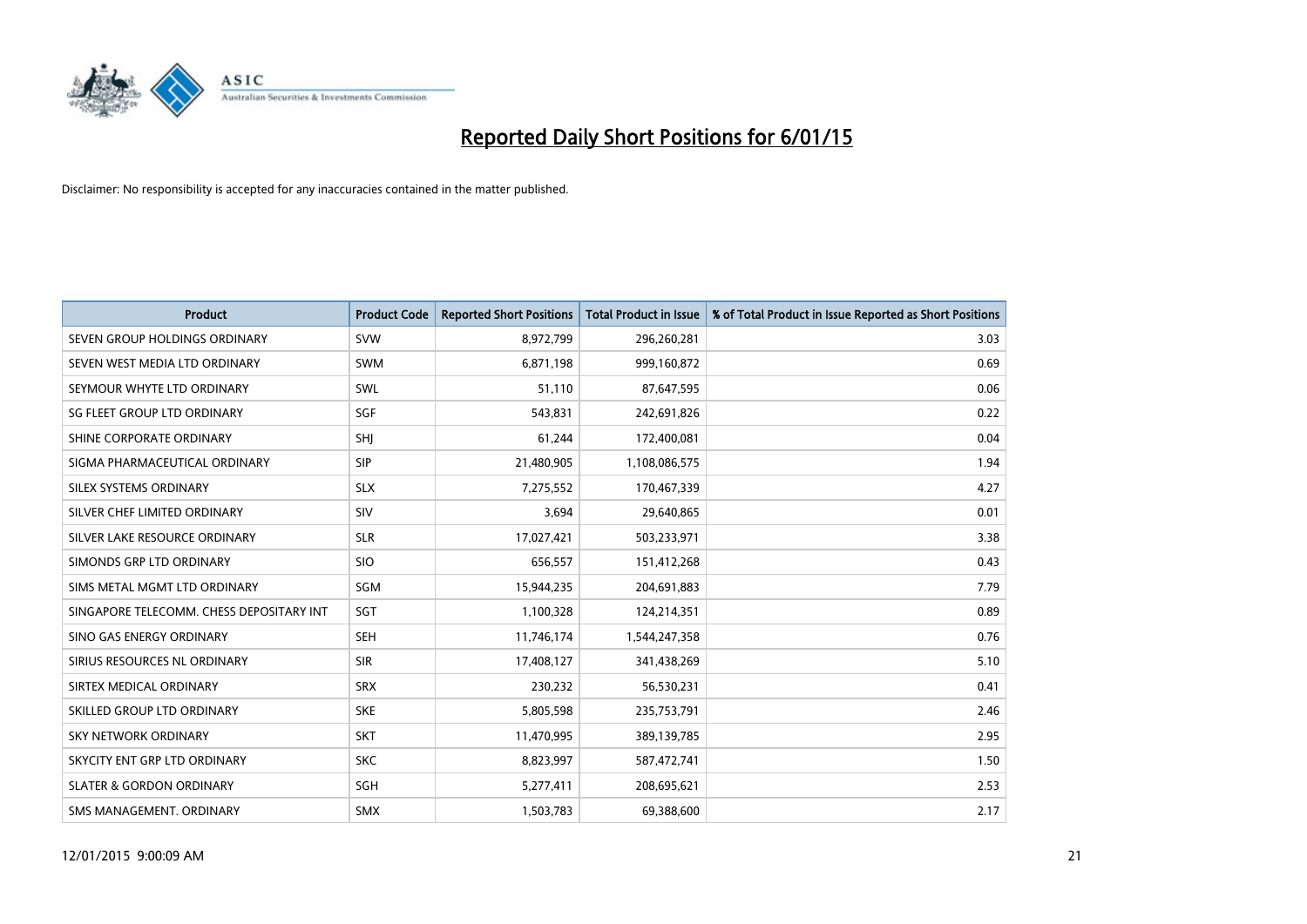# Reported Daily Short Positions for 6/01/15

Disclaimer: No responsibility is accepted for any inaccuracies contained in the matter published.

| Product | Product Code | Reported Short Positions | Total Product in Issue | % of Total Product in Issue Reported as Short Positions |
|---|---|---|---|---|
| SEVEN GROUP HOLDINGS ORDINARY | SVW | 8,972,799 | 296,260,281 | 3.03 |
| SEVEN WEST MEDIA LTD ORDINARY | SWM | 6,871,198 | 999,160,872 | 0.69 |
| SEYMOUR WHYTE LTD ORDINARY | SWL | 51,110 | 87,647,595 | 0.06 |
| SG FLEET GROUP LTD ORDINARY | SGF | 543,831 | 242,691,826 | 0.22 |
| SHINE CORPORATE ORDINARY | SHJ | 61,244 | 172,400,081 | 0.04 |
| SIGMA PHARMACEUTICAL ORDINARY | SIP | 21,480,905 | 1,108,086,575 | 1.94 |
| SILEX SYSTEMS ORDINARY | SLX | 7,275,552 | 170,467,339 | 4.27 |
| SILVER CHEF LIMITED ORDINARY | SIV | 3,694 | 29,640,865 | 0.01 |
| SILVER LAKE RESOURCE ORDINARY | SLR | 17,027,421 | 503,233,971 | 3.38 |
| SIMONDS GRP LTD ORDINARY | SIO | 656,557 | 151,412,268 | 0.43 |
| SIMS METAL MGMT LTD ORDINARY | SGM | 15,944,235 | 204,691,883 | 7.79 |
| SINGAPORE TELECOMM. CHESS DEPOSITARY INT | SGT | 1,100,328 | 124,214,351 | 0.89 |
| SINO GAS ENERGY ORDINARY | SEH | 11,746,174 | 1,544,247,358 | 0.76 |
| SIRIUS RESOURCES NL ORDINARY | SIR | 17,408,127 | 341,438,269 | 5.10 |
| SIRTEX MEDICAL ORDINARY | SRX | 230,232 | 56,530,231 | 0.41 |
| SKILLED GROUP LTD ORDINARY | SKE | 5,805,598 | 235,753,791 | 2.46 |
| SKY NETWORK ORDINARY | SKT | 11,470,995 | 389,139,785 | 2.95 |
| SKYCITY ENT GRP LTD ORDINARY | SKC | 8,823,997 | 587,472,741 | 1.50 |
| SLATER & GORDON ORDINARY | SGH | 5,277,411 | 208,695,621 | 2.53 |
| SMS MANAGEMENT. ORDINARY | SMX | 1,503,783 | 69,388,600 | 2.17 |

12/01/2015 9:00:09 AM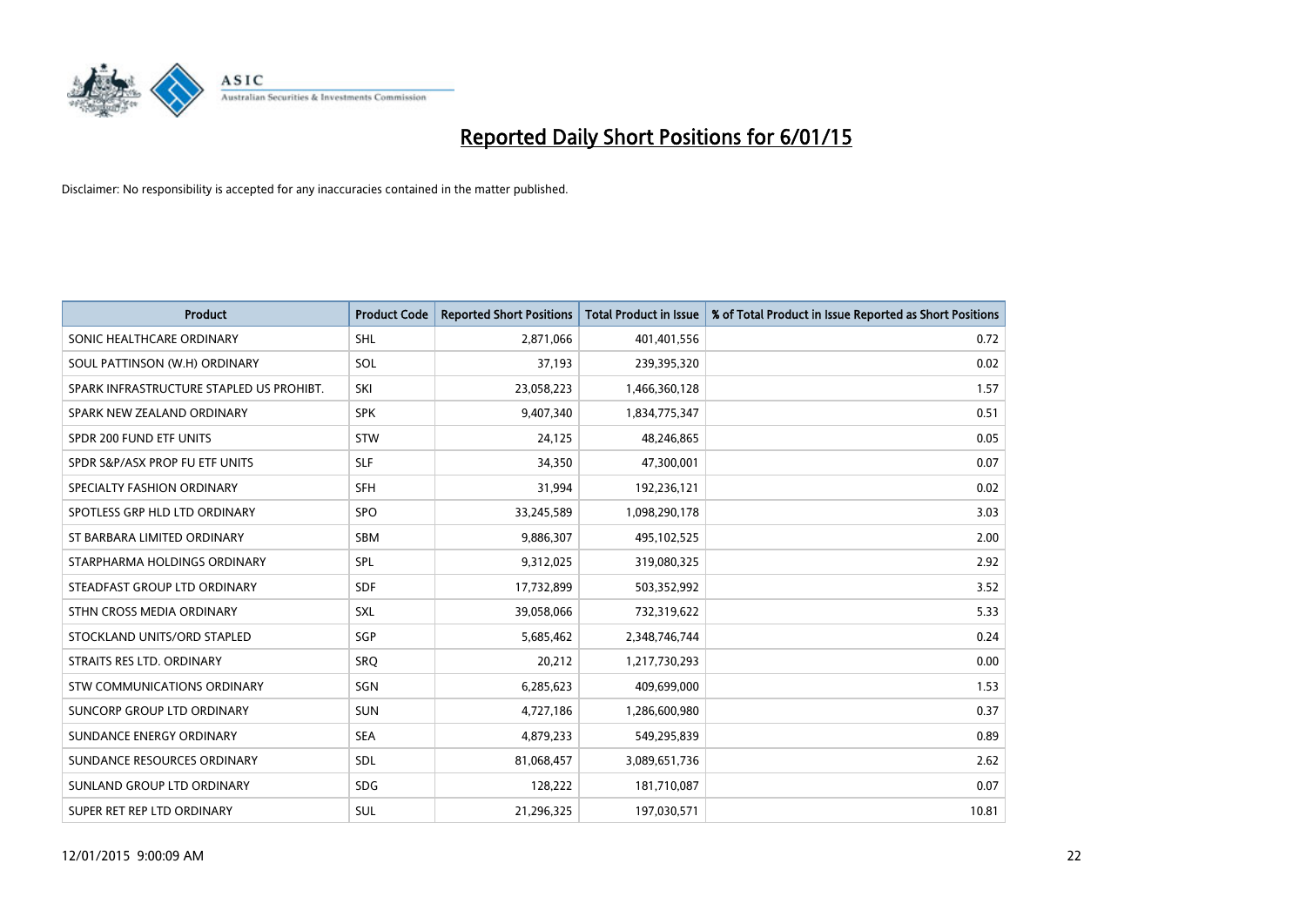# Reported Daily Short Positions for 6/01/15

Disclaimer: No responsibility is accepted for any inaccuracies contained in the matter published.

| Product | Product Code | Reported Short Positions | Total Product in Issue | % of Total Product in Issue Reported as Short Positions |
|---|---|---|---|---|
| SONIC HEALTHCARE ORDINARY | SHL | 2,871,066 | 401,401,556 | 0.72 |
| SOUL PATTINSON (W.H) ORDINARY | SOL | 37,193 | 239,395,320 | 0.02 |
| SPARK INFRASTRUCTURE STAPLED US PROHIBT. | SKI | 23,058,223 | 1,466,360,128 | 1.57 |
| SPARK NEW ZEALAND ORDINARY | SPK | 9,407,340 | 1,834,775,347 | 0.51 |
| SPDR 200 FUND ETF UNITS | STW | 24,125 | 48,246,865 | 0.05 |
| SPDR S&P/ASX PROP FU ETF UNITS | SLF | 34,350 | 47,300,001 | 0.07 |
| SPECIALTY FASHION ORDINARY | SFH | 31,994 | 192,236,121 | 0.02 |
| SPOTLESS GRP HLD LTD ORDINARY | SPO | 33,245,589 | 1,098,290,178 | 3.03 |
| ST BARBARA LIMITED ORDINARY | SBM | 9,886,307 | 495,102,525 | 2.00 |
| STARPHARMA HOLDINGS ORDINARY | SPL | 9,312,025 | 319,080,325 | 2.92 |
| STEADFAST GROUP LTD ORDINARY | SDF | 17,732,899 | 503,352,992 | 3.52 |
| STHN CROSS MEDIA ORDINARY | SXL | 39,058,066 | 732,319,622 | 5.33 |
| STOCKLAND UNITS/ORD STAPLED | SGP | 5,685,462 | 2,348,746,744 | 0.24 |
| STRAITS RES LTD. ORDINARY | SRQ | 20,212 | 1,217,730,293 | 0.00 |
| STW COMMUNICATIONS ORDINARY | SGN | 6,285,623 | 409,699,000 | 1.53 |
| SUNCORP GROUP LTD ORDINARY | SUN | 4,727,186 | 1,286,600,980 | 0.37 |
| SUNDANCE ENERGY ORDINARY | SEA | 4,879,233 | 549,295,839 | 0.89 |
| SUNDANCE RESOURCES ORDINARY | SDL | 81,068,457 | 3,089,651,736 | 2.62 |
| SUNLAND GROUP LTD ORDINARY | SDG | 128,222 | 181,710,087 | 0.07 |
| SUPER RET REP LTD ORDINARY | SUL | 21,296,325 | 197,030,571 | 10.81 |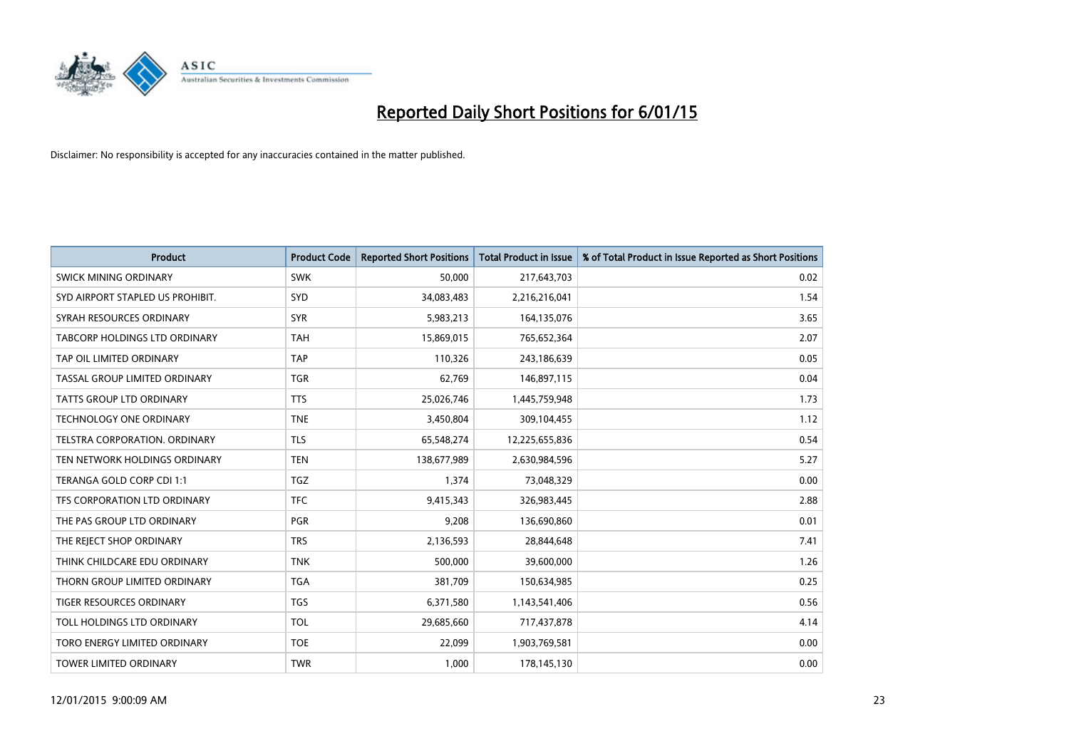# Reported Daily Short Positions for 6/01/15

Disclaimer: No responsibility is accepted for any inaccuracies contained in the matter published.

| Product | Product Code | Reported Short Positions | Total Product in Issue | % of Total Product in Issue Reported as Short Positions |
|---|---|---|---|---|
| SWICK MINING ORDINARY | SWK | 50,000 | 217,643,703 | 0.02 |
| SYD AIRPORT STAPLED US PROHIBIT. | SYD | 34,083,483 | 2,216,216,041 | 1.54 |
| SYRAH RESOURCES ORDINARY | SYR | 5,983,213 | 164,135,076 | 3.65 |
| TABCORP HOLDINGS LTD ORDINARY | TAH | 15,869,015 | 765,652,364 | 2.07 |
| TAP OIL LIMITED ORDINARY | TAP | 110,326 | 243,186,639 | 0.05 |
| TASSAL GROUP LIMITED ORDINARY | TGR | 62,769 | 146,897,115 | 0.04 |
| TATTS GROUP LTD ORDINARY | TTS | 25,026,746 | 1,445,759,948 | 1.73 |
| TECHNOLOGY ONE ORDINARY | TNE | 3,450,804 | 309,104,455 | 1.12 |
| TELSTRA CORPORATION. ORDINARY | TLS | 65,548,274 | 12,225,655,836 | 0.54 |
| TEN NETWORK HOLDINGS ORDINARY | TEN | 138,677,989 | 2,630,984,596 | 5.27 |
| TERANGA GOLD CORP CDI 1:1 | TGZ | 1,374 | 73,048,329 | 0.00 |
| TFS CORPORATION LTD ORDINARY | TFC | 9,415,343 | 326,983,445 | 2.88 |
| THE PAS GROUP LTD ORDINARY | PGR | 9,208 | 136,690,860 | 0.01 |
| THE REJECT SHOP ORDINARY | TRS | 2,136,593 | 28,844,648 | 7.41 |
| THINK CHILDCARE EDU ORDINARY | TNK | 500,000 | 39,600,000 | 1.26 |
| THORN GROUP LIMITED ORDINARY | TGA | 381,709 | 150,634,985 | 0.25 |
| TIGER RESOURCES ORDINARY | TGS | 6,371,580 | 1,143,541,406 | 0.56 |
| TOLL HOLDINGS LTD ORDINARY | TOL | 29,685,660 | 717,437,878 | 4.14 |
| TORO ENERGY LIMITED ORDINARY | TOE | 22,099 | 1,903,769,581 | 0.00 |
| TOWER LIMITED ORDINARY | TWR | 1,000 | 178,145,130 | 0.00 |

12/01/2015 9:00:09 AM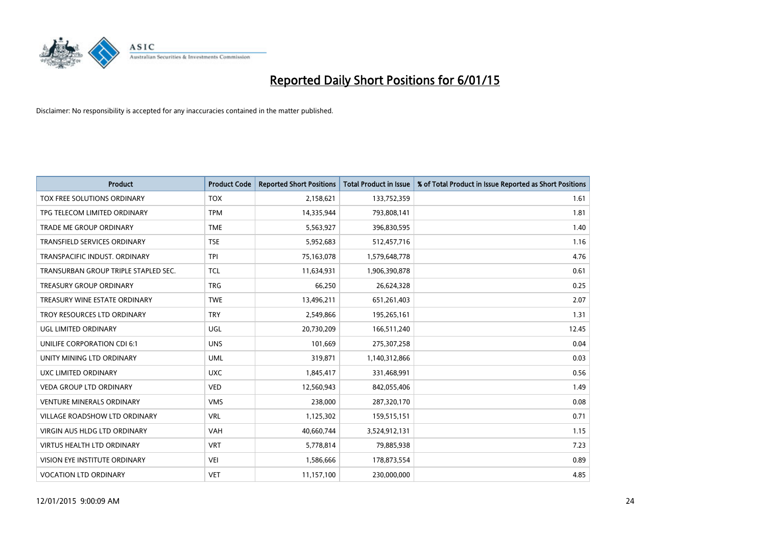# Reported Daily Short Positions for 6/01/15

Disclaimer: No responsibility is accepted for any inaccuracies contained in the matter published.

| Product | Product Code | Reported Short Positions | Total Product in Issue | % of Total Product in Issue Reported as Short Positions |
|---|---|---|---|---|
| TOX FREE SOLUTIONS ORDINARY | TOX | 2,158,621 | 133,752,359 | 1.61 |
| TPG TELECOM LIMITED ORDINARY | TPM | 14,335,944 | 793,808,141 | 1.81 |
| TRADE ME GROUP ORDINARY | TME | 5,563,927 | 396,830,595 | 1.40 |
| TRANSFIELD SERVICES ORDINARY | TSE | 5,952,683 | 512,457,716 | 1.16 |
| TRANSPACIFIC INDUST. ORDINARY | TPI | 75,163,078 | 1,579,648,778 | 4.76 |
| TRANSURBAN GROUP TRIPLE STAPLED SEC. | TCL | 11,634,931 | 1,906,390,878 | 0.61 |
| TREASURY GROUP ORDINARY | TRG | 66,250 | 26,624,328 | 0.25 |
| TREASURY WINE ESTATE ORDINARY | TWE | 13,496,211 | 651,261,403 | 2.07 |
| TROY RESOURCES LTD ORDINARY | TRY | 2,549,866 | 195,265,161 | 1.31 |
| UGL LIMITED ORDINARY | UGL | 20,730,209 | 166,511,240 | 12.45 |
| UNILIFE CORPORATION CDI 6:1 | UNS | 101,669 | 275,307,258 | 0.04 |
| UNITY MINING LTD ORDINARY | UML | 319,871 | 1,140,312,866 | 0.03 |
| UXC LIMITED ORDINARY | UXC | 1,845,417 | 331,468,991 | 0.56 |
| VEDA GROUP LTD ORDINARY | VED | 12,560,943 | 842,055,406 | 1.49 |
| VENTURE MINERALS ORDINARY | VMS | 238,000 | 287,320,170 | 0.08 |
| VILLAGE ROADSHOW LTD ORDINARY | VRL | 1,125,302 | 159,515,151 | 0.71 |
| VIRGIN AUS HLDG LTD ORDINARY | VAH | 40,660,744 | 3,524,912,131 | 1.15 |
| VIRTUS HEALTH LTD ORDINARY | VRT | 5,778,814 | 79,885,938 | 7.23 |
| VISION EYE INSTITUTE ORDINARY | VEI | 1,586,666 | 178,873,554 | 0.89 |
| VOCATION LTD ORDINARY | VET | 11,157,100 | 230,000,000 | 4.85 |

12/01/2015 9:00:09 AM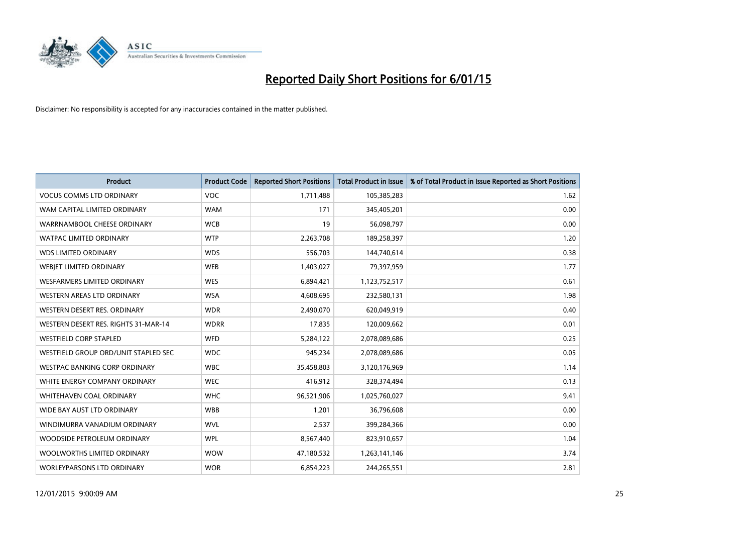# Reported Daily Short Positions for 6/01/15

Disclaimer: No responsibility is accepted for any inaccuracies contained in the matter published.

| Product | Product Code | Reported Short Positions | Total Product in Issue | % of Total Product in Issue Reported as Short Positions |
|---|---|---|---|---|
| VOCUS COMMS LTD ORDINARY | VOC | 1,711,488 | 105,385,283 | 1.62 |
| WAM CAPITAL LIMITED ORDINARY | WAM | 171 | 345,405,201 | 0.00 |
| WARRNAMBOOL CHEESE ORDINARY | WCB | 19 | 56,098,797 | 0.00 |
| WATPAC LIMITED ORDINARY | WTP | 2,263,708 | 189,258,397 | 1.20 |
| WDS LIMITED ORDINARY | WDS | 556,703 | 144,740,614 | 0.38 |
| WEBJET LIMITED ORDINARY | WEB | 1,403,027 | 79,397,959 | 1.77 |
| WESFARMERS LIMITED ORDINARY | WES | 6,894,421 | 1,123,752,517 | 0.61 |
| WESTERN AREAS LTD ORDINARY | WSA | 4,608,695 | 232,580,131 | 1.98 |
| WESTERN DESERT RES. ORDINARY | WDR | 2,490,070 | 620,049,919 | 0.40 |
| WESTERN DESERT RES. RIGHTS 31-MAR-14 | WDRR | 17,835 | 120,009,662 | 0.01 |
| WESTFIELD CORP STAPLED | WFD | 5,284,122 | 2,078,089,686 | 0.25 |
| WESTFIELD GROUP ORD/UNIT STAPLED SEC | WDC | 945,234 | 2,078,089,686 | 0.05 |
| WESTPAC BANKING CORP ORDINARY | WBC | 35,458,803 | 3,120,176,969 | 1.14 |
| WHITE ENERGY COMPANY ORDINARY | WEC | 416,912 | 328,374,494 | 0.13 |
| WHITEHAVEN COAL ORDINARY | WHC | 96,521,906 | 1,025,760,027 | 9.41 |
| WIDE BAY AUST LTD ORDINARY | WBB | 1,201 | 36,796,608 | 0.00 |
| WINDIMURRA VANADIUM ORDINARY | WVL | 2,537 | 399,284,366 | 0.00 |
| WOODSIDE PETROLEUM ORDINARY | WPL | 8,567,440 | 823,910,657 | 1.04 |
| WOOLWORTHS LIMITED ORDINARY | WOW | 47,180,532 | 1,263,141,146 | 3.74 |
| WORLEYPARSONS LTD ORDINARY | WOR | 6,854,223 | 244,265,551 | 2.81 |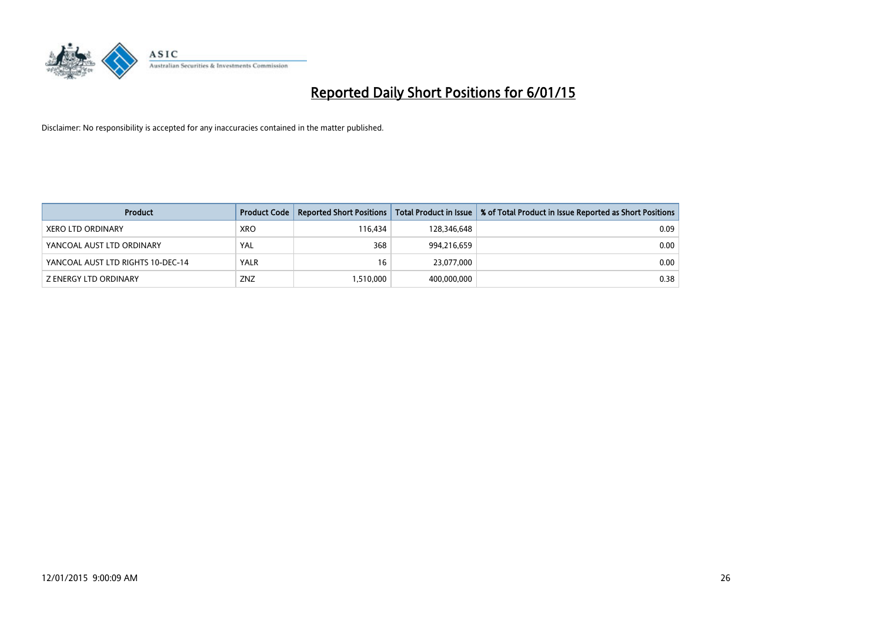# Reported Daily Short Positions for 6/01/15

Disclaimer: No responsibility is accepted for any inaccuracies contained in the matter published.

| Product | Product Code | Reported Short Positions | Total Product in Issue | % of Total Product in Issue Reported as Short Positions |
|---|---|---|---|---|
| XERO LTD ORDINARY | XRO | 116,434 | 128,346,648 | 0.09 |
| YANCOAL AUST LTD ORDINARY | YAL | 368 | 994,216,659 | 0.00 |
| YANCOAL AUST LTD RIGHTS 10-DEC-14 | YALR | 16 | 23,077,000 | 0.00 |
| Z ENERGY LTD ORDINARY | ZNZ | 1,510,000 | 400,000,000 | 0.38 |

12/01/2015 9:00:09 AM